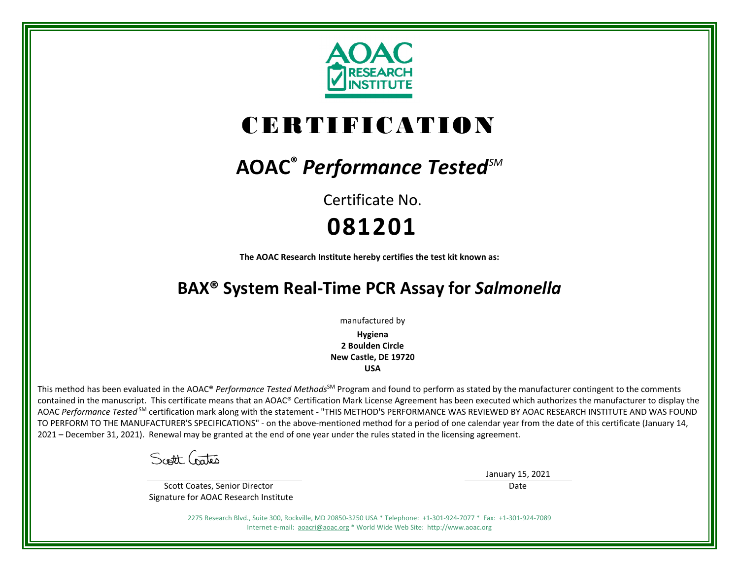AOAC RESEARCH INSTITUTE

# CERTIFICATION

## AOAC® *Performance Tested*℠

Certificate No.

# 081201

**The AOAC Research Institute hereby certifies the test kit known as:**

## BAX® System Real-Time PCR Assay for *Salmonella*

manufactured by

**Hygiena**
**2 Boulden Circle**
**New Castle, DE 19720**
**USA**

This method has been evaluated in the AOAC® *Performance Tested Methods*℠ Program and found to perform as stated by the manufacturer contingent to the comments contained in the manuscript. This certificate means that an AOAC® Certification Mark License Agreement has been executed which authorizes the manufacturer to display the AOAC *Performance Tested*℠ certification mark along with the statement - "THIS METHOD'S PERFORMANCE WAS REVIEWED BY AOAC RESEARCH INSTITUTE AND WAS FOUND TO PERFORM TO THE MANUFACTURER'S SPECIFICATIONS" - on the above-mentioned method for a period of one calendar year from the date of this certificate (January 14, 2021 – December 31, 2021). Renewal may be granted at the end of one year under the rules stated in the licensing agreement.

Scott Coates

Scott Coates, Senior Director
Signature for AOAC Research Institute

January 15, 2021
Date

2275 Research Blvd., Suite 300, Rockville, MD 20850-3250 USA * Telephone: +1-301-924-7077 * Fax: +1-301-924-7089
Internet e-mail: aoacri@aoac.org * World Wide Web Site: http://www.aoac.org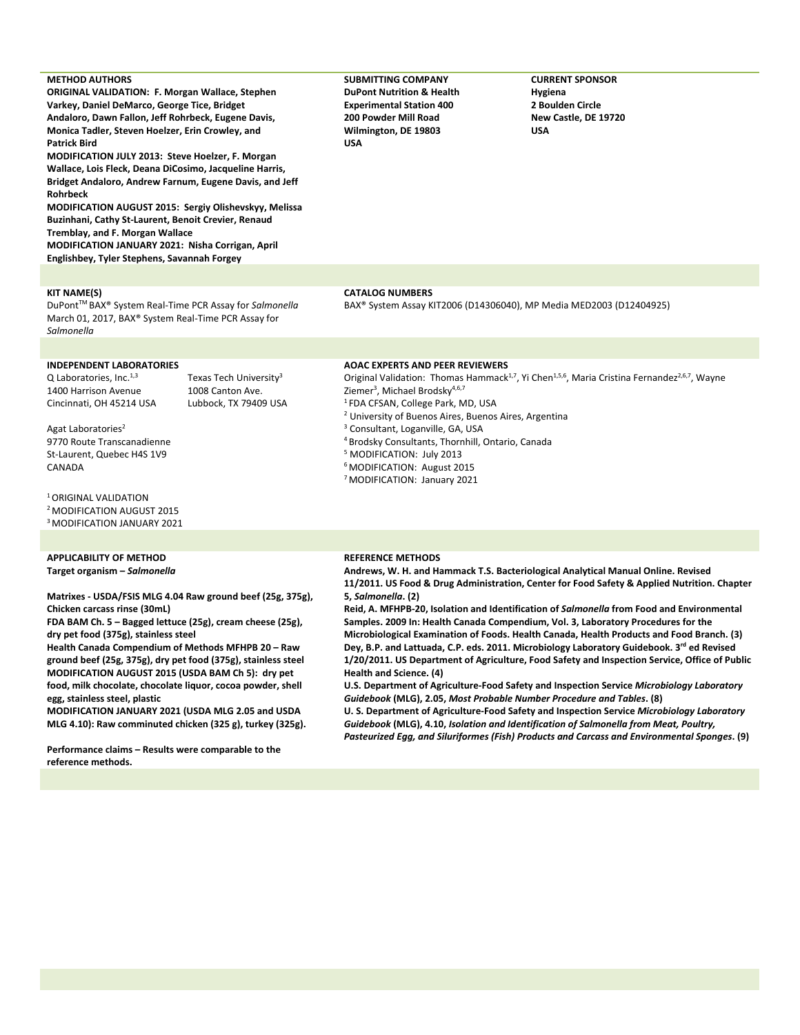**METHOD AUTHORS**

**ORIGINAL VALIDATION: F. Morgan Wallace, Stephen Varkey, Daniel DeMarco, George Tice, Bridget Andaloro, Dawn Fallon, Jeff Rohrbeck, Eugene Davis, Monica Tadler, Steven Hoelzer, Erin Crowley, and Patrick Bird**

**MODIFICATION JULY 2013: Steve Hoelzer, F. Morgan Wallace, Lois Fleck, Deana DiCosimo, Jacqueline Harris, Bridget Andaloro, Andrew Farnum, Eugene Davis, and Jeff Rohrbeck**

**MODIFICATION AUGUST 2015: Sergiy Olishevskyy, Melissa Buzinhani, Cathy St-Laurent, Benoit Crevier, Renaud Tremblay, and F. Morgan Wallace**

**MODIFICATION JANUARY 2021: Nisha Corrigan, April Englishbey, Tyler Stephens, Savannah Forgey**

**SUBMITTING COMPANY**

**DuPont Nutrition & Health**
**Experimental Station 400**
**200 Powder Mill Road**
**Wilmington, DE 19803**
**USA**

**CURRENT SPONSOR**

**Hygiena**
**2 Boulden Circle**
**New Castle, DE 19720**
**USA**

**KIT NAME(S)**

DuPont™ BAX® System Real-Time PCR Assay for *Salmonella*
March 01, 2017, BAX® System Real-Time PCR Assay for *Salmonella*

**CATALOG NUMBERS**

BAX® System Assay KIT2006 (D14306040), MP Media MED2003 (D12404925)

**INDEPENDENT LABORATORIES**

Q Laboratories, Inc.[1,3]
1400 Harrison Avenue
Cincinnati, OH 45214 USA

Texas Tech University[3]
1008 Canton Ave.
Lubbock, TX 79409 USA

Agat Laboratories[2]
9770 Route Transcanadienne
St-Laurent, Quebec H4S 1V9
CANADA

[1] ORIGINAL VALIDATION
[2] MODIFICATION AUGUST 2015
[3] MODIFICATION JANUARY 2021

**AOAC EXPERTS AND PEER REVIEWERS**

Original Validation: Thomas Hammack[1,7], Yi Chen[1,5,6], Maria Cristina Fernandez[2,6,7], Wayne Ziemer[3], Michael Brodsky[4,6,7]

[1] FDA CFSAN, College Park, MD, USA
[2] University of Buenos Aires, Buenos Aires, Argentina
[3] Consultant, Loganville, GA, USA
[4] Brodsky Consultants, Thornhill, Ontario, Canada
[5] MODIFICATION: July 2013
[6] MODIFICATION: August 2015
[7] MODIFICATION: January 2021

**APPLICABILITY OF METHOD**

**Target organism – *Salmonella***

**Matrixes - USDA/FSIS MLG 4.04 Raw ground beef (25g, 375g), Chicken carcass rinse (30mL)**

**FDA BAM Ch. 5 – Bagged lettuce (25g), cream cheese (25g), dry pet food (375g), stainless steel**

**Health Canada Compendium of Methods MFHPB 20 – Raw ground beef (25g, 375g), dry pet food (375g), stainless steel**

**MODIFICATION AUGUST 2015 (USDA BAM Ch 5): dry pet food, milk chocolate, chocolate liquor, cocoa powder, shell egg, stainless steel, plastic**

**MODIFICATION JANUARY 2021 (USDA MLG 2.05 and USDA MLG 4.10): Raw comminuted chicken (325 g), turkey (325g).**

**Performance claims – Results were comparable to the reference methods.**

**REFERENCE METHODS**

**Andrews, W. H. and Hammack T.S. Bacteriological Analytical Manual Online. Revised 11/2011. US Food & Drug Administration, Center for Food Safety & Applied Nutrition. Chapter 5, *Salmonella*. (2)**

**Reid, A. MFHPB-20, Isolation and Identification of *Salmonella* from Food and Environmental Samples. 2009 In: Health Canada Compendium, Vol. 3, Laboratory Procedures for the Microbiological Examination of Foods. Health Canada, Health Products and Food Branch. (3)**

**Dey, B.P. and Lattuada, C.P. eds. 2011. Microbiology Laboratory Guidebook. 3rd ed Revised 1/20/2011. US Department of Agriculture, Food Safety and Inspection Service, Office of Public Health and Science. (4)**

**U.S. Department of Agriculture-Food Safety and Inspection Service *Microbiology Laboratory Guidebook* (MLG), 2.05, *Most Probable Number Procedure and Tables*. (8)**

**U. S. Department of Agriculture-Food Safety and Inspection Service *Microbiology Laboratory Guidebook* (MLG), 4.10, *Isolation and Identification of Salmonella from Meat, Poultry, Pasteurized Egg, and Siluriformes (Fish) Products and Carcass and Environmental Sponges*. (9)**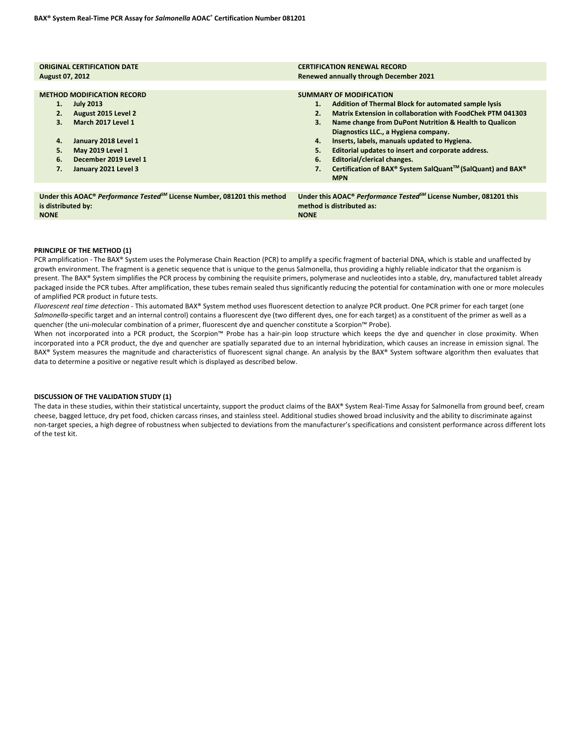| ORIGINAL CERTIFICATION DATE | CERTIFICATION RENEWAL RECORD |
|---|---|
| **August 07, 2012** | **Renewed annually through December 2021** |

| METHOD MODIFICATION RECORD | SUMMARY OF MODIFICATION |
|---|---|
| 1. July 2013 | 1. Addition of Thermal Block for automated sample lysis |
| 2. August 2015 Level 2 | 2. Matrix Extension in collaboration with FoodChek PTM 041303 |
| 3. March 2017 Level 1 | 3. Name change from DuPont Nutrition & Health to Qualicon Diagnostics LLC., a Hygiena company. |
| 4. January 2018 Level 1 | 4. Inserts, labels, manuals updated to Hygiena. |
| 5. May 2019 Level 1 | 5. Editorial updates to insert and corporate address. |
| 6. December 2019 Level 1 | 6. Editorial/clerical changes. |
| 7. January 2021 Level 3 | 7. Certification of BAX® System SalQuant™ (SalQuant) and BAX® MPN |

| Under this AOAC® *Performance Tested*SM License Number, 081201 this method is distributed by: | Under this AOAC® *Performance Tested*SM License Number, 081201 this method is distributed as: |
|---|---|
| **NONE** | **NONE** |

**PRINCIPLE OF THE METHOD (1)**

PCR amplification - The BAX® System uses the Polymerase Chain Reaction (PCR) to amplify a specific fragment of bacterial DNA, which is stable and unaffected by growth environment. The fragment is a genetic sequence that is unique to the genus Salmonella, thus providing a highly reliable indicator that the organism is present. The BAX® System simplifies the PCR process by combining the requisite primers, polymerase and nucleotides into a stable, dry, manufactured tablet already packaged inside the PCR tubes. After amplification, these tubes remain sealed thus significantly reducing the potential for contamination with one or more molecules of amplified PCR product in future tests.

*Fluorescent real time detection* - This automated BAX® System method uses fluorescent detection to analyze PCR product. One PCR primer for each target (one *Salmonella*-specific target and an internal control) contains a fluorescent dye (two different dyes, one for each target) as a constituent of the primer as well as a quencher (the uni-molecular combination of a primer, fluorescent dye and quencher constitute a Scorpion™ Probe).

When not incorporated into a PCR product, the Scorpion™ Probe has a hair-pin loop structure which keeps the dye and quencher in close proximity. When incorporated into a PCR product, the dye and quencher are spatially separated due to an internal hybridization, which causes an increase in emission signal. The BAX® System measures the magnitude and characteristics of fluorescent signal change. An analysis by the BAX® System software algorithm then evaluates that data to determine a positive or negative result which is displayed as described below.

**DISCUSSION OF THE VALIDATION STUDY (1)**

The data in these studies, within their statistical uncertainty, support the product claims of the BAX® System Real-Time Assay for Salmonella from ground beef, cream cheese, bagged lettuce, dry pet food, chicken carcass rinses, and stainless steel. Additional studies showed broad inclusivity and the ability to discriminate against non-target species, a high degree of robustness when subjected to deviations from the manufacturer's specifications and consistent performance across different lots of the test kit.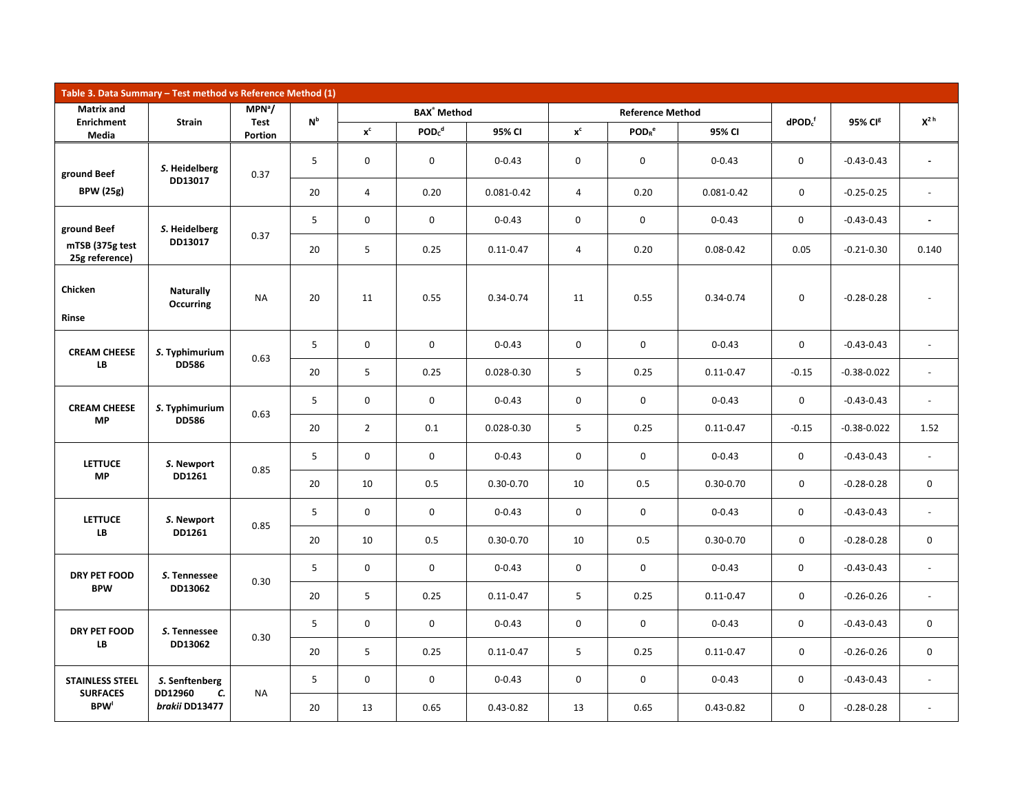| Table 3. Data Summary – Test method vs Reference Method (1) | | | | | | | | | | | | |
|---|---|---|---|---|---|---|---|---|---|---|---|---|
| Matrix and Enrichment Media | Strain | MPN[a]/ Test Portion | N[b] | BAX® Method | | | Reference Method | | | $dPOD_C$[f] | 95% CI[g] | $X^2$ [h] |
| | | | | x[c] | $POD_C$[d] | 95% CI | x[c] | $POD_R$[e] | 95% CI | | | |
| ground Beef BPW (25g) | *S.* Heidelberg DD13017 | 0.37 | 5 | 0 | 0 | 0-0.43 | 0 | 0 | 0-0.43 | 0 | -0.43-0.43 | - |
| | | | 20 | 4 | 0.20 | 0.081-0.42 | 4 | 0.20 | 0.081-0.42 | 0 | -0.25-0.25 | - |
| ground Beef mTSB (375g test 25g reference) | *S.* Heidelberg DD13017 | 0.37 | 5 | 0 | 0 | 0-0.43 | 0 | 0 | 0-0.43 | 0 | -0.43-0.43 | - |
| | | | 20 | 5 | 0.25 | 0.11-0.47 | 4 | 0.20 | 0.08-0.42 | 0.05 | -0.21-0.30 | 0.140 |
| Chicken Rinse | Naturally Occurring | NA | 20 | 11 | 0.55 | 0.34-0.74 | 11 | 0.55 | 0.34-0.74 | 0 | -0.28-0.28 | - |
| CREAM CHEESE LB | *S.* Typhimurium DD586 | 0.63 | 5 | 0 | 0 | 0-0.43 | 0 | 0 | 0-0.43 | 0 | -0.43-0.43 | - |
| | | | 20 | 5 | 0.25 | 0.028-0.30 | 5 | 0.25 | 0.11-0.47 | -0.15 | -0.38-0.022 | - |
| CREAM CHEESE MP | *S.* Typhimurium DD586 | 0.63 | 5 | 0 | 0 | 0-0.43 | 0 | 0 | 0-0.43 | 0 | -0.43-0.43 | - |
| | | | 20 | 2 | 0.1 | 0.028-0.30 | 5 | 0.25 | 0.11-0.47 | -0.15 | -0.38-0.022 | 1.52 |
| LETTUCE MP | *S.* Newport DD1261 | 0.85 | 5 | 0 | 0 | 0-0.43 | 0 | 0 | 0-0.43 | 0 | -0.43-0.43 | - |
| | | | 20 | 10 | 0.5 | 0.30-0.70 | 10 | 0.5 | 0.30-0.70 | 0 | -0.28-0.28 | 0 |
| LETTUCE LB | *S.* Newport DD1261 | 0.85 | 5 | 0 | 0 | 0-0.43 | 0 | 0 | 0-0.43 | 0 | -0.43-0.43 | - |
| | | | 20 | 10 | 0.5 | 0.30-0.70 | 10 | 0.5 | 0.30-0.70 | 0 | -0.28-0.28 | 0 |
| DRY PET FOOD BPW | *S.* Tennessee DD13062 | 0.30 | 5 | 0 | 0 | 0-0.43 | 0 | 0 | 0-0.43 | 0 | -0.43-0.43 | - |
| | | | 20 | 5 | 0.25 | 0.11-0.47 | 5 | 0.25 | 0.11-0.47 | 0 | -0.26-0.26 | - |
| DRY PET FOOD LB | *S.* Tennessee DD13062 | 0.30 | 5 | 0 | 0 | 0-0.43 | 0 | 0 | 0-0.43 | 0 | -0.43-0.43 | 0 |
| | | | 20 | 5 | 0.25 | 0.11-0.47 | 5 | 0.25 | 0.11-0.47 | 0 | -0.26-0.26 | 0 |
| STAINLESS STEEL SURFACES BPW[i] | *S.* Senftenberg DD12960 *C. brakii* DD13477 | NA | 5 | 0 | 0 | 0-0.43 | 0 | 0 | 0-0.43 | 0 | -0.43-0.43 | - |
| | | | 20 | 13 | 0.65 | 0.43-0.82 | 13 | 0.65 | 0.43-0.82 | 0 | -0.28-0.28 | - |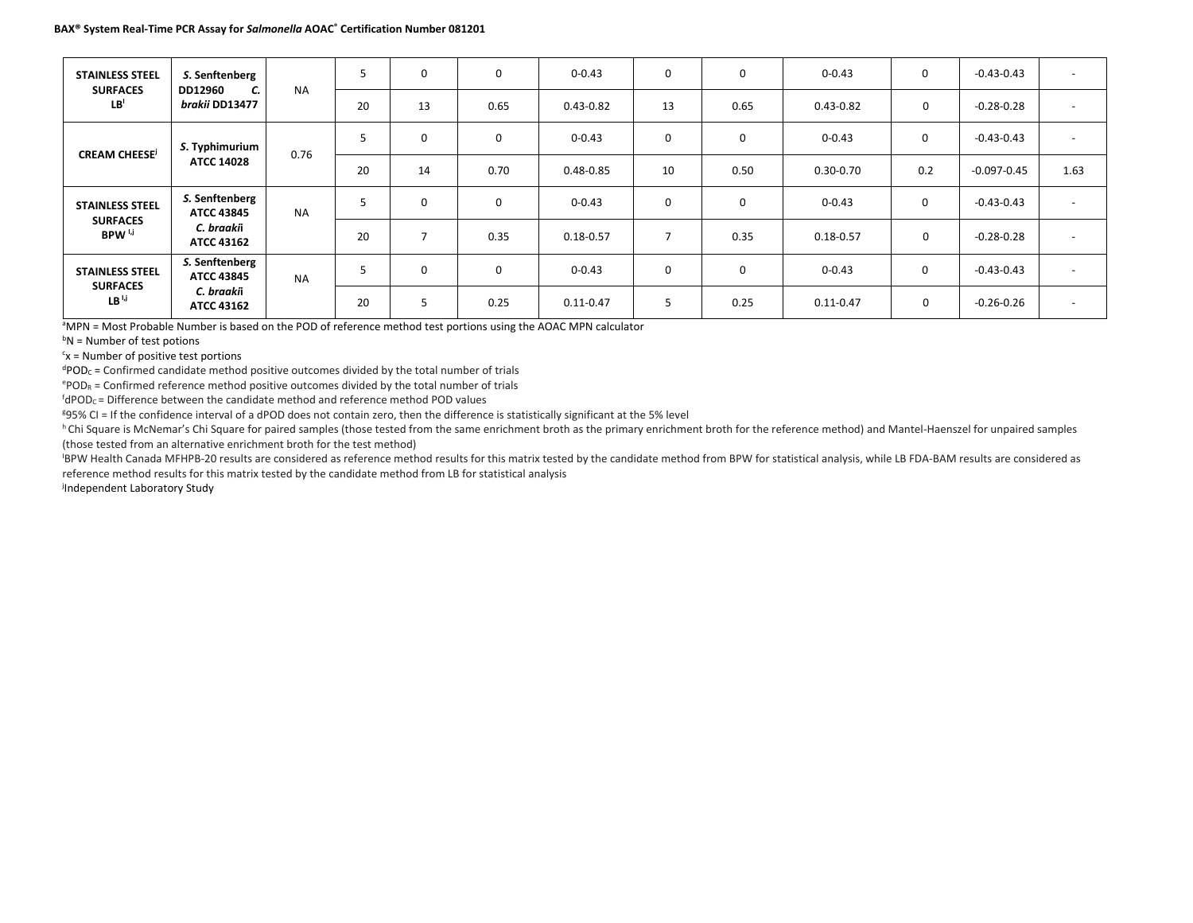| | | | | | | | | | | | |
|---|---|---|---|---|---|---|---|---|---|---|---|
| **STAINLESS STEEL SURFACES LB**[i] | ***S.* Senftenberg DD12960 *C. brakii* DD13477** | NA | 5 | 0 | 0 | 0-0.43 | 0 | 0 | 0-0.43 | 0 | -0.43-0.43 | - |
| | | | 20 | 13 | 0.65 | 0.43-0.82 | 13 | 0.65 | 0.43-0.82 | 0 | -0.28-0.28 | - |
| **CREAM CHEESE**[j] | ***S.* Typhimurium ATCC 14028** | 0.76 | 5 | 0 | 0 | 0-0.43 | 0 | 0 | 0-0.43 | 0 | -0.43-0.43 | - |
| | | | 20 | 14 | 0.70 | 0.48-0.85 | 10 | 0.50 | 0.30-0.70 | 0.2 | -0.097-0.45 | 1.63 |
| **STAINLESS STEEL SURFACES BPW** [i,j] | ***S.* Senftenberg ATCC 43845 *C. braakii* ATCC 43162** | NA | 5 | 0 | 0 | 0-0.43 | 0 | 0 | 0-0.43 | 0 | -0.43-0.43 | - |
| | | | 20 | 7 | 0.35 | 0.18-0.57 | 7 | 0.35 | 0.18-0.57 | 0 | -0.28-0.28 | - |
| **STAINLESS STEEL SURFACES LB** [i,j] | ***S.* Senftenberg ATCC 43845 *C. braakii* ATCC 43162** | NA | 5 | 0 | 0 | 0-0.43 | 0 | 0 | 0-0.43 | 0 | -0.43-0.43 | - |
| | | | 20 | 5 | 0.25 | 0.11-0.47 | 5 | 0.25 | 0.11-0.47 | 0 | -0.26-0.26 | - |

[a]MPN = Most Probable Number is based on the POD of reference method test portions using the AOAC MPN calculator

[b]N = Number of test potions

[c]x = Number of positive test portions

[d]$POD_C$ = Confirmed candidate method positive outcomes divided by the total number of trials

[e]$POD_R$ = Confirmed reference method positive outcomes divided by the total number of trials

[f]$dPOD_C$ = Difference between the candidate method and reference method POD values

[g]95% CI = If the confidence interval of a dPOD does not contain zero, then the difference is statistically significant at the 5% level

[h] Chi Square is McNemar's Chi Square for paired samples (those tested from the same enrichment broth as the primary enrichment broth for the reference method) and Mantel-Haenszel for unpaired samples (those tested from an alternative enrichment broth for the test method)

[i]BPW Health Canada MFHPB-20 results are considered as reference method results for this matrix tested by the candidate method from BPW for statistical analysis, while LB FDA-BAM results are considered as reference method results for this matrix tested by the candidate method from LB for statistical analysis

[j]Independent Laboratory Study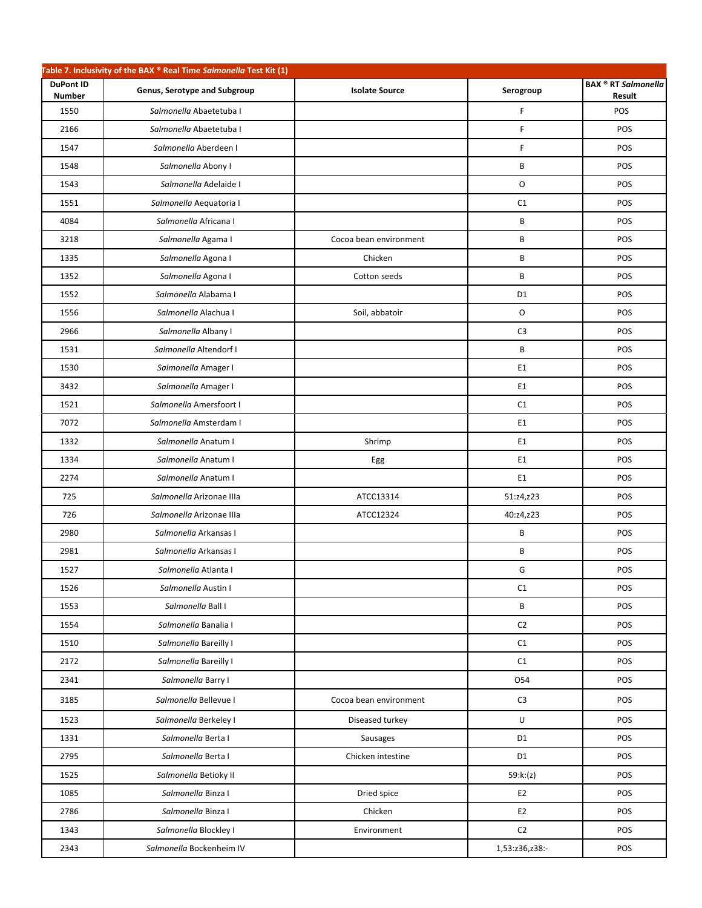**Table 7. Inclusivity of the BAX ® Real Time *Salmonella* Test Kit (1)**

| DuPont ID Number | Genus, Serotype and Subgroup | Isolate Source | Serogroup | BAX ® RT *Salmonella* Result |
|---|---|---|---|---|
| 1550 | *Salmonella* Abaetetuba I | | F | POS |
| 2166 | *Salmonella* Abaetetuba I | | F | POS |
| 1547 | *Salmonella* Aberdeen I | | F | POS |
| 1548 | *Salmonella* Abony I | | B | POS |
| 1543 | *Salmonella* Adelaide I | | O | POS |
| 1551 | *Salmonella* Aequatoria I | | C1 | POS |
| 4084 | *Salmonella* Africana I | | B | POS |
| 3218 | *Salmonella* Agama I | Cocoa bean environment | B | POS |
| 1335 | *Salmonella* Agona I | Chicken | B | POS |
| 1352 | *Salmonella* Agona I | Cotton seeds | B | POS |
| 1552 | *Salmonella* Alabama I | | D1 | POS |
| 1556 | *Salmonella* Alachua I | Soil, abbatoir | O | POS |
| 2966 | *Salmonella* Albany I | | C3 | POS |
| 1531 | *Salmonella* Altendorf I | | B | POS |
| 1530 | *Salmonella* Amager I | | E1 | POS |
| 3432 | *Salmonella* Amager I | | E1 | POS |
| 1521 | *Salmonella* Amersfoort I | | C1 | POS |
| 7072 | *Salmonella* Amsterdam I | | E1 | POS |
| 1332 | *Salmonella* Anatum I | Shrimp | E1 | POS |
| 1334 | *Salmonella* Anatum I | Egg | E1 | POS |
| 2274 | *Salmonella* Anatum I | | E1 | POS |
| 725 | *Salmonella* Arizonae IIIa | ATCC13314 | 51:z4,z23 | POS |
| 726 | *Salmonella* Arizonae IIIa | ATCC12324 | 40:z4,z23 | POS |
| 2980 | *Salmonella* Arkansas I | | B | POS |
| 2981 | *Salmonella* Arkansas I | | B | POS |
| 1527 | *Salmonella* Atlanta I | | G | POS |
| 1526 | *Salmonella* Austin I | | C1 | POS |
| 1553 | *Salmonella* Ball I | | B | POS |
| 1554 | *Salmonella* Banalia I | | C2 | POS |
| 1510 | *Salmonella* Bareilly I | | C1 | POS |
| 2172 | *Salmonella* Bareilly I | | C1 | POS |
| 2341 | *Salmonella* Barry I | | O54 | POS |
| 3185 | *Salmonella* Bellevue I | Cocoa bean environment | C3 | POS |
| 1523 | *Salmonella* Berkeley I | Diseased turkey | U | POS |
| 1331 | *Salmonella* Berta I | Sausages | D1 | POS |
| 2795 | *Salmonella* Berta I | Chicken intestine | D1 | POS |
| 1525 | *Salmonella* Betioky II | | 59:k:(z) | POS |
| 1085 | *Salmonella* Binza I | Dried spice | E2 | POS |
| 2786 | *Salmonella* Binza I | Chicken | E2 | POS |
| 1343 | *Salmonella* Blockley I | Environment | C2 | POS |
| 2343 | *Salmonella* Bockenheim IV | | 1,53:z36,z38:- | POS |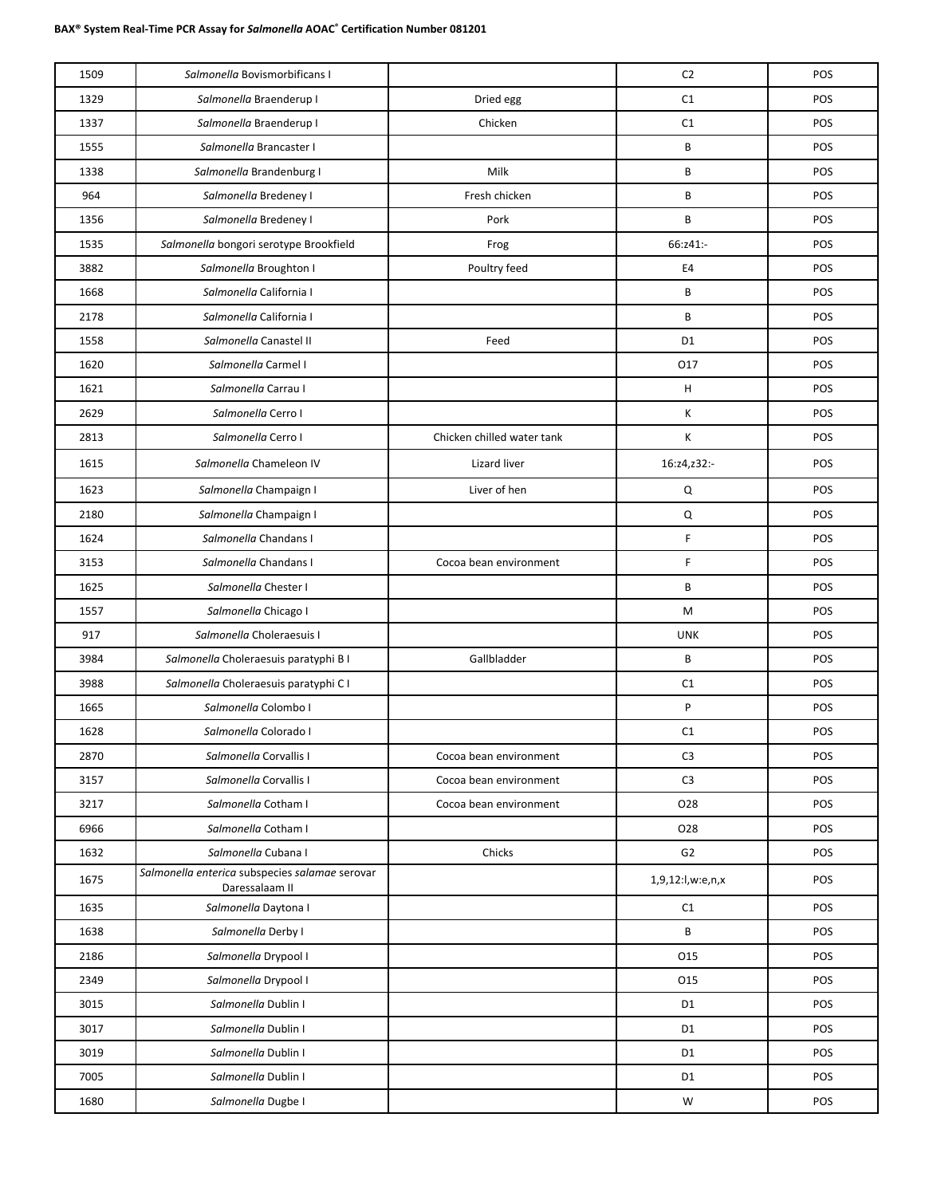| | | | | |
|---|---|---|---|---|
| 1509 | *Salmonella* Bovismorbificans I | | C2 | POS |
| 1329 | *Salmonella* Braenderup I | Dried egg | C1 | POS |
| 1337 | *Salmonella* Braenderup I | Chicken | C1 | POS |
| 1555 | *Salmonella* Brancaster I | | B | POS |
| 1338 | *Salmonella* Brandenburg I | Milk | B | POS |
| 964 | *Salmonella* Bredeney I | Fresh chicken | B | POS |
| 1356 | *Salmonella* Bredeney I | Pork | B | POS |
| 1535 | *Salmonella* bongori serotype Brookfield | Frog | 66:z41:- | POS |
| 3882 | *Salmonella* Broughton I | Poultry feed | E4 | POS |
| 1668 | *Salmonella* California I | | B | POS |
| 2178 | *Salmonella* California I | | B | POS |
| 1558 | *Salmonella* Canastel II | Feed | D1 | POS |
| 1620 | *Salmonella* Carmel I | | O17 | POS |
| 1621 | *Salmonella* Carrau I | | H | POS |
| 2629 | *Salmonella* Cerro I | | K | POS |
| 2813 | *Salmonella* Cerro I | Chicken chilled water tank | K | POS |
| 1615 | *Salmonella* Chameleon IV | Lizard liver | 16:z4,z32:- | POS |
| 1623 | *Salmonella* Champaign I | Liver of hen | Q | POS |
| 2180 | *Salmonella* Champaign I | | Q | POS |
| 1624 | *Salmonella* Chandans I | | F | POS |
| 3153 | *Salmonella* Chandans I | Cocoa bean environment | F | POS |
| 1625 | *Salmonella* Chester I | | B | POS |
| 1557 | *Salmonella* Chicago I | | M | POS |
| 917 | *Salmonella* Choleraesuis I | | UNK | POS |
| 3984 | *Salmonella* Choleraesuis paratyphi B I | Gallbladder | B | POS |
| 3988 | *Salmonella* Choleraesuis paratyphi C I | | C1 | POS |
| 1665 | *Salmonella* Colombo I | | P | POS |
| 1628 | *Salmonella* Colorado I | | C1 | POS |
| 2870 | *Salmonella* Corvallis I | Cocoa bean environment | C3 | POS |
| 3157 | *Salmonella* Corvallis I | Cocoa bean environment | C3 | POS |
| 3217 | *Salmonella* Cotham I | Cocoa bean environment | O28 | POS |
| 6966 | *Salmonella* Cotham I | | O28 | POS |
| 1632 | *Salmonella* Cubana I | Chicks | G2 | POS |
| 1675 | *Salmonella enterica* subspecies *salamae* serovar Daressalaam II | | 1,9,12:l,w:e,n,x | POS |
| 1635 | *Salmonella* Daytona I | | C1 | POS |
| 1638 | *Salmonella* Derby I | | B | POS |
| 2186 | *Salmonella* Drypool I | | O15 | POS |
| 2349 | *Salmonella* Drypool I | | O15 | POS |
| 3015 | *Salmonella* Dublin I | | D1 | POS |
| 3017 | *Salmonella* Dublin I | | D1 | POS |
| 3019 | *Salmonella* Dublin I | | D1 | POS |
| 7005 | *Salmonella* Dublin I | | D1 | POS |
| 1680 | *Salmonella* Dugbe I | | W | POS |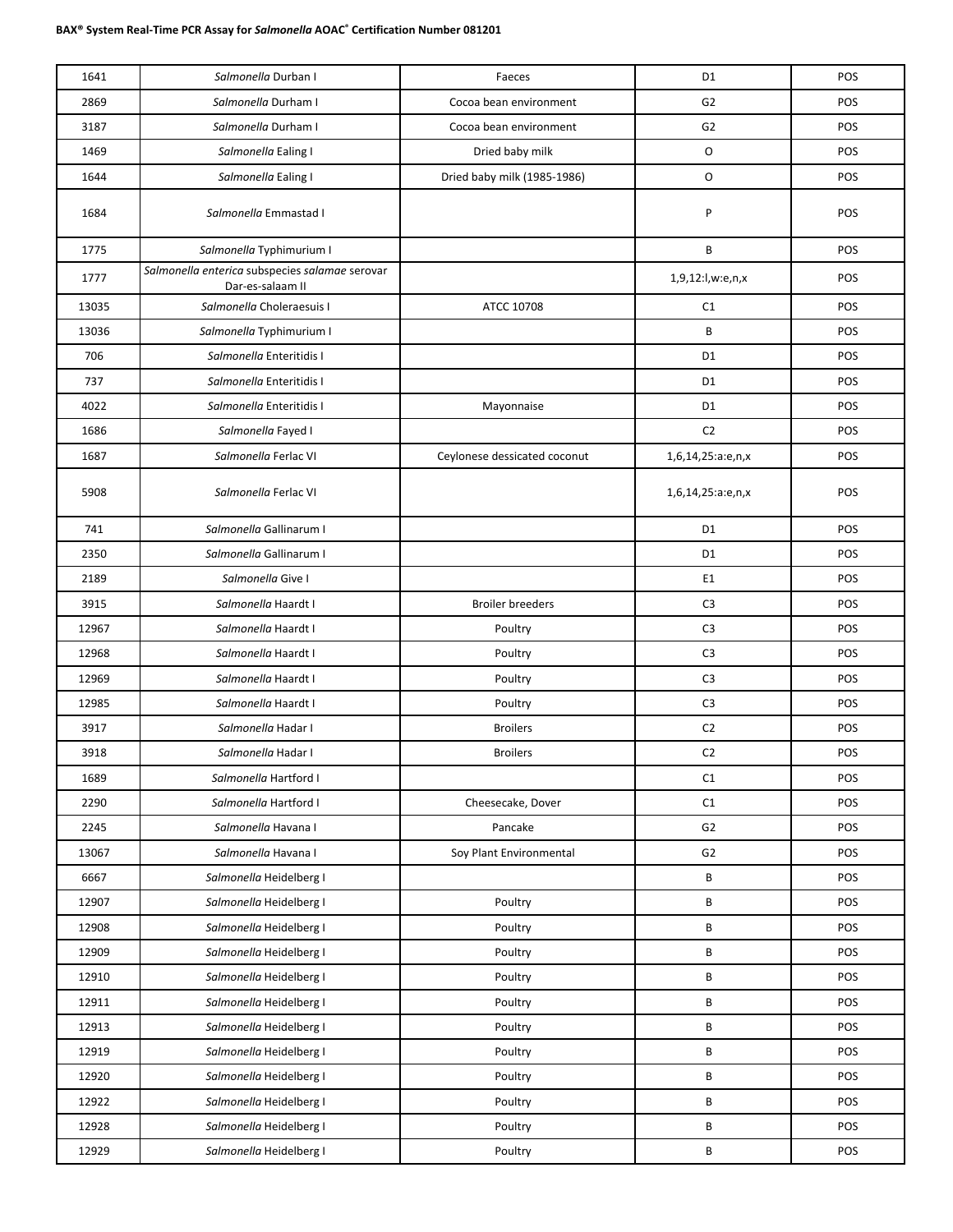| | | | | |
|---|---|---|---|---|
| 1641 | *Salmonella* Durban I | Faeces | D1 | POS |
| 2869 | *Salmonella* Durham I | Cocoa bean environment | G2 | POS |
| 3187 | *Salmonella* Durham I | Cocoa bean environment | G2 | POS |
| 1469 | *Salmonella* Ealing I | Dried baby milk | O | POS |
| 1644 | *Salmonella* Ealing I | Dried baby milk (1985-1986) | O | POS |
| 1684 | *Salmonella* Emmastad I | | P | POS |
| 1775 | *Salmonella* Typhimurium I | | B | POS |
| 1777 | *Salmonella enterica* subspecies *salamae* serovar Dar-es-salaam II | | 1,9,12:l,w:e,n,x | POS |
| 13035 | *Salmonella* Choleraesuis I | ATCC 10708 | C1 | POS |
| 13036 | *Salmonella* Typhimurium I | | B | POS |
| 706 | *Salmonella* Enteritidis I | | D1 | POS |
| 737 | *Salmonella* Enteritidis I | | D1 | POS |
| 4022 | *Salmonella* Enteritidis I | Mayonnaise | D1 | POS |
| 1686 | *Salmonella* Fayed I | | C2 | POS |
| 1687 | *Salmonella* Ferlac VI | Ceylonese dessicated coconut | 1,6,14,25:a:e,n,x | POS |
| 5908 | *Salmonella* Ferlac VI | | 1,6,14,25:a:e,n,x | POS |
| 741 | *Salmonella* Gallinarum I | | D1 | POS |
| 2350 | *Salmonella* Gallinarum I | | D1 | POS |
| 2189 | *Salmonella* Give I | | E1 | POS |
| 3915 | *Salmonella* Haardt I | Broiler breeders | C3 | POS |
| 12967 | *Salmonella* Haardt I | Poultry | C3 | POS |
| 12968 | *Salmonella* Haardt I | Poultry | C3 | POS |
| 12969 | *Salmonella* Haardt I | Poultry | C3 | POS |
| 12985 | *Salmonella* Haardt I | Poultry | C3 | POS |
| 3917 | *Salmonella* Hadar I | Broilers | C2 | POS |
| 3918 | *Salmonella* Hadar I | Broilers | C2 | POS |
| 1689 | *Salmonella* Hartford I | | C1 | POS |
| 2290 | *Salmonella* Hartford I | Cheesecake, Dover | C1 | POS |
| 2245 | *Salmonella* Havana I | Pancake | G2 | POS |
| 13067 | *Salmonella* Havana I | Soy Plant Environmental | G2 | POS |
| 6667 | *Salmonella* Heidelberg I | | B | POS |
| 12907 | *Salmonella* Heidelberg I | Poultry | B | POS |
| 12908 | *Salmonella* Heidelberg I | Poultry | B | POS |
| 12909 | *Salmonella* Heidelberg I | Poultry | B | POS |
| 12910 | *Salmonella* Heidelberg I | Poultry | B | POS |
| 12911 | *Salmonella* Heidelberg I | Poultry | B | POS |
| 12913 | *Salmonella* Heidelberg I | Poultry | B | POS |
| 12919 | *Salmonella* Heidelberg I | Poultry | B | POS |
| 12920 | *Salmonella* Heidelberg I | Poultry | B | POS |
| 12922 | *Salmonella* Heidelberg I | Poultry | B | POS |
| 12928 | *Salmonella* Heidelberg I | Poultry | B | POS |
| 12929 | *Salmonella* Heidelberg I | Poultry | B | POS |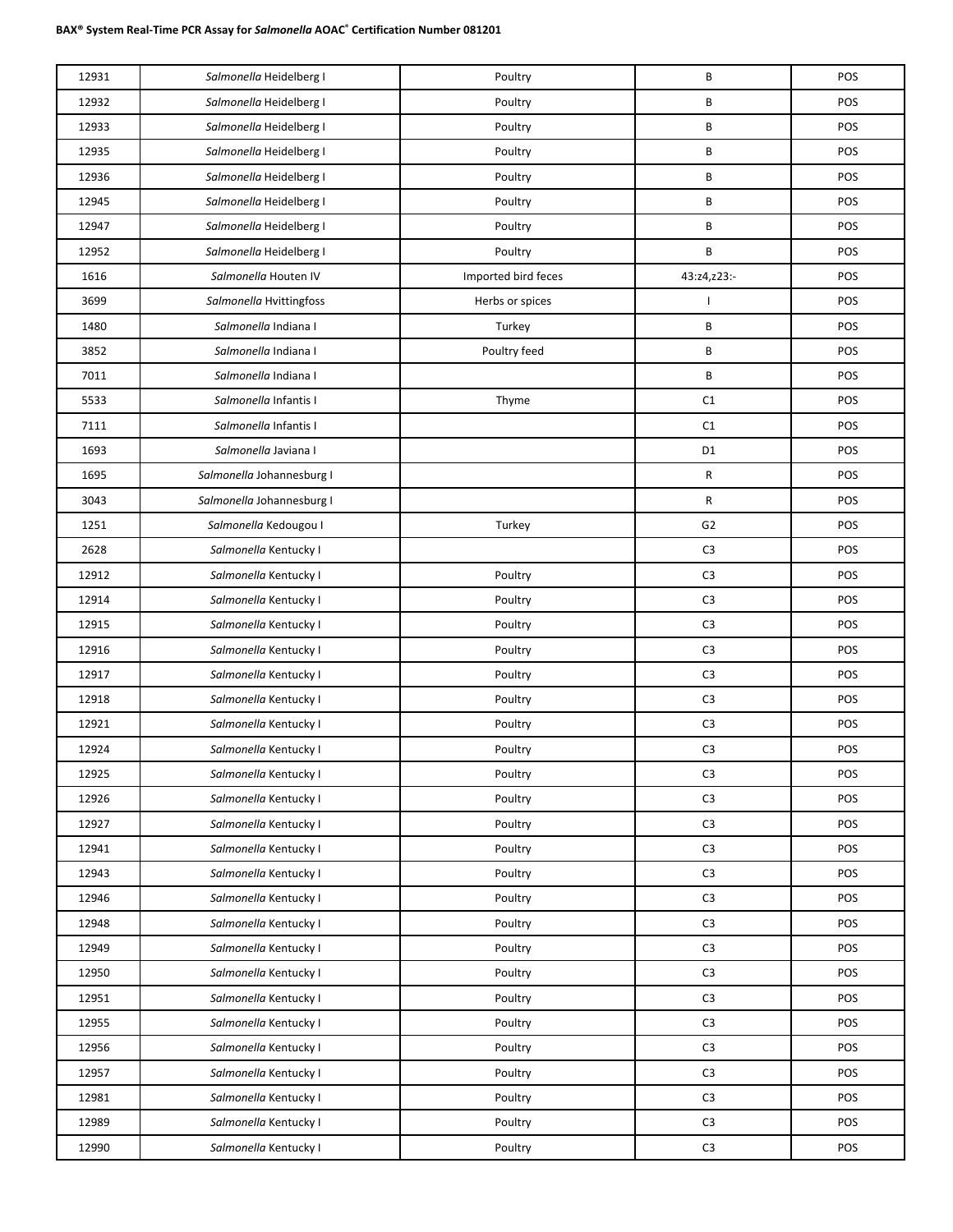| 12931 | *Salmonella* Heidelberg I | Poultry | B | POS |
|---|---|---|---|---|
| 12932 | *Salmonella* Heidelberg I | Poultry | B | POS |
| 12933 | *Salmonella* Heidelberg I | Poultry | B | POS |
| 12935 | *Salmonella* Heidelberg I | Poultry | B | POS |
| 12936 | *Salmonella* Heidelberg I | Poultry | B | POS |
| 12945 | *Salmonella* Heidelberg I | Poultry | B | POS |
| 12947 | *Salmonella* Heidelberg I | Poultry | B | POS |
| 12952 | *Salmonella* Heidelberg I | Poultry | B | POS |
| 1616 | *Salmonella* Houten IV | Imported bird feces | 43:z4,z23:- | POS |
| 3699 | *Salmonella* Hvittingfoss | Herbs or spices | I | POS |
| 1480 | *Salmonella* Indiana I | Turkey | B | POS |
| 3852 | *Salmonella* Indiana I | Poultry feed | B | POS |
| 7011 | *Salmonella* Indiana I | | B | POS |
| 5533 | *Salmonella* Infantis I | Thyme | C1 | POS |
| 7111 | *Salmonella* Infantis I | | C1 | POS |
| 1693 | *Salmonella* Javiana I | | D1 | POS |
| 1695 | *Salmonella* Johannesburg I | | R | POS |
| 3043 | *Salmonella* Johannesburg I | | R | POS |
| 1251 | *Salmonella* Kedougou I | Turkey | G2 | POS |
| 2628 | *Salmonella* Kentucky I | | C3 | POS |
| 12912 | *Salmonella* Kentucky I | Poultry | C3 | POS |
| 12914 | *Salmonella* Kentucky I | Poultry | C3 | POS |
| 12915 | *Salmonella* Kentucky I | Poultry | C3 | POS |
| 12916 | *Salmonella* Kentucky I | Poultry | C3 | POS |
| 12917 | *Salmonella* Kentucky I | Poultry | C3 | POS |
| 12918 | *Salmonella* Kentucky I | Poultry | C3 | POS |
| 12921 | *Salmonella* Kentucky I | Poultry | C3 | POS |
| 12924 | *Salmonella* Kentucky I | Poultry | C3 | POS |
| 12925 | *Salmonella* Kentucky I | Poultry | C3 | POS |
| 12926 | *Salmonella* Kentucky I | Poultry | C3 | POS |
| 12927 | *Salmonella* Kentucky I | Poultry | C3 | POS |
| 12941 | *Salmonella* Kentucky I | Poultry | C3 | POS |
| 12943 | *Salmonella* Kentucky I | Poultry | C3 | POS |
| 12946 | *Salmonella* Kentucky I | Poultry | C3 | POS |
| 12948 | *Salmonella* Kentucky I | Poultry | C3 | POS |
| 12949 | *Salmonella* Kentucky I | Poultry | C3 | POS |
| 12950 | *Salmonella* Kentucky I | Poultry | C3 | POS |
| 12951 | *Salmonella* Kentucky I | Poultry | C3 | POS |
| 12955 | *Salmonella* Kentucky I | Poultry | C3 | POS |
| 12956 | *Salmonella* Kentucky I | Poultry | C3 | POS |
| 12957 | *Salmonella* Kentucky I | Poultry | C3 | POS |
| 12981 | *Salmonella* Kentucky I | Poultry | C3 | POS |
| 12989 | *Salmonella* Kentucky I | Poultry | C3 | POS |
| 12990 | *Salmonella* Kentucky I | Poultry | C3 | POS |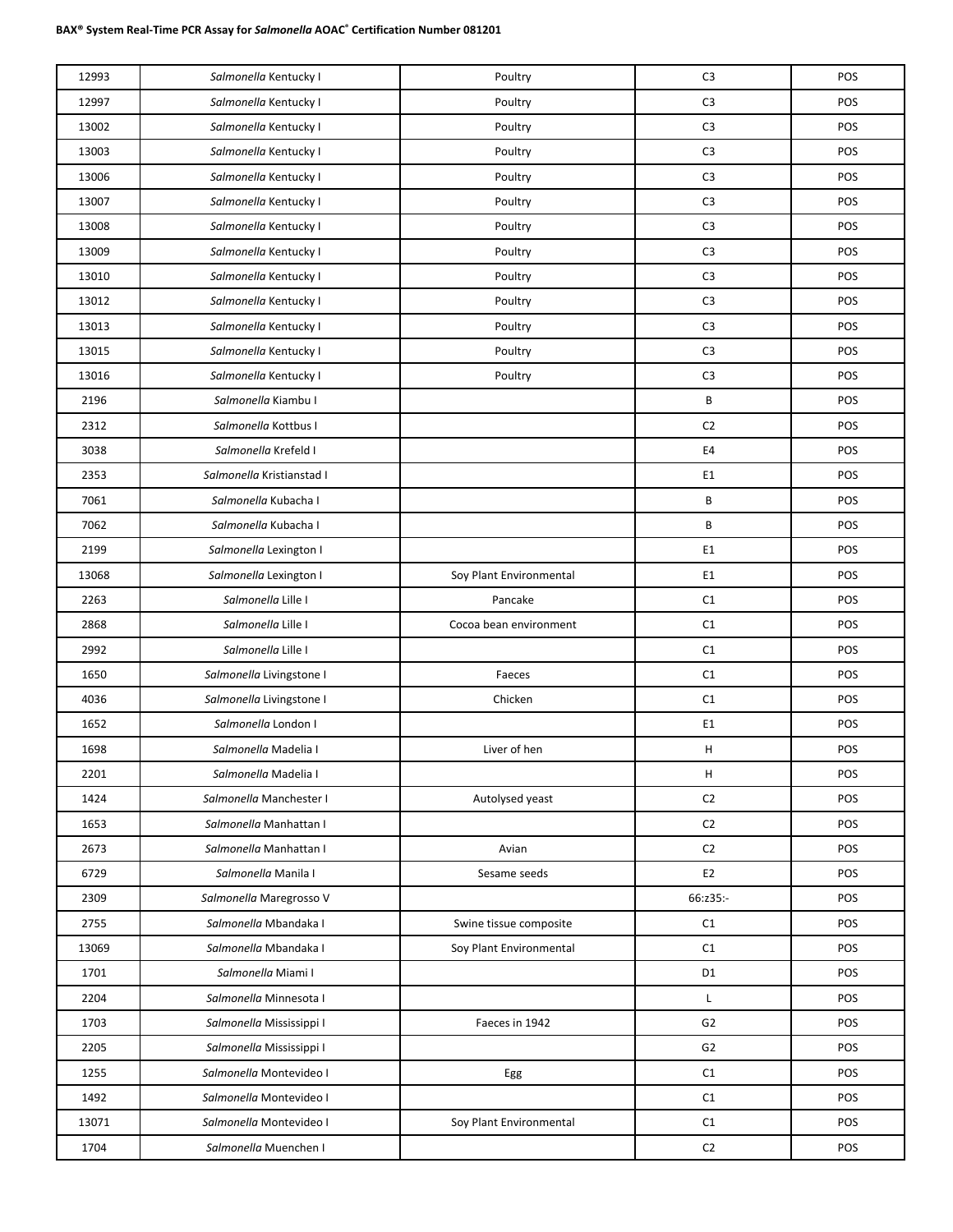| 12993 | *Salmonella* Kentucky I | Poultry | C3 | POS |
|---|---|---|---|---|
| 12997 | *Salmonella* Kentucky I | Poultry | C3 | POS |
| 13002 | *Salmonella* Kentucky I | Poultry | C3 | POS |
| 13003 | *Salmonella* Kentucky I | Poultry | C3 | POS |
| 13006 | *Salmonella* Kentucky I | Poultry | C3 | POS |
| 13007 | *Salmonella* Kentucky I | Poultry | C3 | POS |
| 13008 | *Salmonella* Kentucky I | Poultry | C3 | POS |
| 13009 | *Salmonella* Kentucky I | Poultry | C3 | POS |
| 13010 | *Salmonella* Kentucky I | Poultry | C3 | POS |
| 13012 | *Salmonella* Kentucky I | Poultry | C3 | POS |
| 13013 | *Salmonella* Kentucky I | Poultry | C3 | POS |
| 13015 | *Salmonella* Kentucky I | Poultry | C3 | POS |
| 13016 | *Salmonella* Kentucky I | Poultry | C3 | POS |
| 2196 | *Salmonella* Kiambu I | | B | POS |
| 2312 | *Salmonella* Kottbus I | | C2 | POS |
| 3038 | *Salmonella* Krefeld I | | E4 | POS |
| 2353 | *Salmonella* Kristianstad I | | E1 | POS |
| 7061 | *Salmonella* Kubacha I | | B | POS |
| 7062 | *Salmonella* Kubacha I | | B | POS |
| 2199 | *Salmonella* Lexington I | | E1 | POS |
| 13068 | *Salmonella* Lexington I | Soy Plant Environmental | E1 | POS |
| 2263 | *Salmonella* Lille I | Pancake | C1 | POS |
| 2868 | *Salmonella* Lille I | Cocoa bean environment | C1 | POS |
| 2992 | *Salmonella* Lille I | | C1 | POS |
| 1650 | *Salmonella* Livingstone I | Faeces | C1 | POS |
| 4036 | *Salmonella* Livingstone I | Chicken | C1 | POS |
| 1652 | *Salmonella* London I | | E1 | POS |
| 1698 | *Salmonella* Madelia I | Liver of hen | H | POS |
| 2201 | *Salmonella* Madelia I | | H | POS |
| 1424 | *Salmonella* Manchester I | Autolysed yeast | C2 | POS |
| 1653 | *Salmonella* Manhattan I | | C2 | POS |
| 2673 | *Salmonella* Manhattan I | Avian | C2 | POS |
| 6729 | *Salmonella* Manila I | Sesame seeds | E2 | POS |
| 2309 | *Salmonella* Maregrosso V | | 66:z35:- | POS |
| 2755 | *Salmonella* Mbandaka I | Swine tissue composite | C1 | POS |
| 13069 | *Salmonella* Mbandaka I | Soy Plant Environmental | C1 | POS |
| 1701 | *Salmonella* Miami I | | D1 | POS |
| 2204 | *Salmonella* Minnesota I | | L | POS |
| 1703 | *Salmonella* Mississippi I | Faeces in 1942 | G2 | POS |
| 2205 | *Salmonella* Mississippi I | | G2 | POS |
| 1255 | *Salmonella* Montevideo I | Egg | C1 | POS |
| 1492 | *Salmonella* Montevideo I | | C1 | POS |
| 13071 | *Salmonella* Montevideo I | Soy Plant Environmental | C1 | POS |
| 1704 | *Salmonella* Muenchen I | | C2 | POS |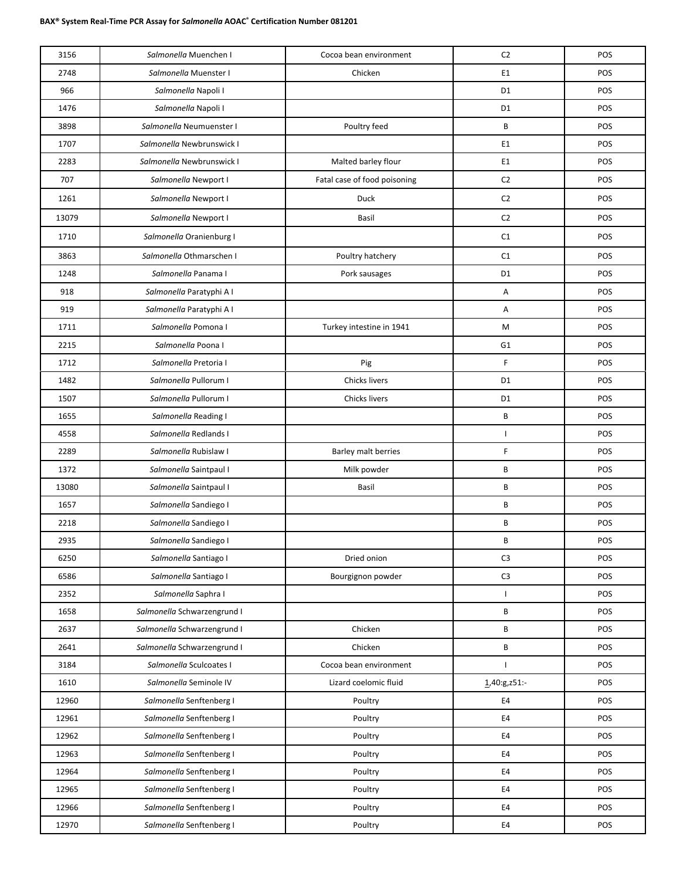| 3156 | *Salmonella* Muenchen I | Cocoa bean environment | C2 | POS |
|---|---|---|---|---|
| 2748 | *Salmonella* Muenster I | Chicken | E1 | POS |
| 966 | *Salmonella* Napoli I | | D1 | POS |
| 1476 | *Salmonella* Napoli I | | D1 | POS |
| 3898 | *Salmonella* Neumuenster I | Poultry feed | B | POS |
| 1707 | *Salmonella* Newbrunswick I | | E1 | POS |
| 2283 | *Salmonella* Newbrunswick I | Malted barley flour | E1 | POS |
| 707 | *Salmonella* Newport I | Fatal case of food poisoning | C2 | POS |
| 1261 | *Salmonella* Newport I | Duck | C2 | POS |
| 13079 | *Salmonella* Newport I | Basil | C2 | POS |
| 1710 | *Salmonella* Oranienburg I | | C1 | POS |
| 3863 | *Salmonella* Othmarschen I | Poultry hatchery | C1 | POS |
| 1248 | *Salmonella* Panama I | Pork sausages | D1 | POS |
| 918 | *Salmonella* Paratyphi A I | | A | POS |
| 919 | *Salmonella* Paratyphi A I | | A | POS |
| 1711 | *Salmonella* Pomona I | Turkey intestine in 1941 | M | POS |
| 2215 | *Salmonella* Poona I | | G1 | POS |
| 1712 | *Salmonella* Pretoria I | Pig | F | POS |
| 1482 | *Salmonella* Pullorum I | Chicks livers | D1 | POS |
| 1507 | *Salmonella* Pullorum I | Chicks livers | D1 | POS |
| 1655 | *Salmonella* Reading I | | B | POS |
| 4558 | *Salmonella* Redlands I | | I | POS |
| 2289 | *Salmonella* Rubislaw I | Barley malt berries | F | POS |
| 1372 | *Salmonella* Saintpaul I | Milk powder | B | POS |
| 13080 | *Salmonella* Saintpaul I | Basil | B | POS |
| 1657 | *Salmonella* Sandiego I | | B | POS |
| 2218 | *Salmonella* Sandiego I | | B | POS |
| 2935 | *Salmonella* Sandiego I | | B | POS |
| 6250 | *Salmonella* Santiago I | Dried onion | C3 | POS |
| 6586 | *Salmonella* Santiago I | Bourgignon powder | C3 | POS |
| 2352 | *Salmonella* Saphra I | | I | POS |
| 1658 | *Salmonella* Schwarzengrund I | | B | POS |
| 2637 | *Salmonella* Schwarzengrund I | Chicken | B | POS |
| 2641 | *Salmonella* Schwarzengrund I | Chicken | B | POS |
| 3184 | *Salmonella* Sculcoates I | Cocoa bean environment | I | POS |
| 1610 | *Salmonella* Seminole IV | Lizard coelomic fluid | 1,40:g,z51:- | POS |
| 12960 | *Salmonella* Senftenberg I | Poultry | E4 | POS |
| 12961 | *Salmonella* Senftenberg I | Poultry | E4 | POS |
| 12962 | *Salmonella* Senftenberg I | Poultry | E4 | POS |
| 12963 | *Salmonella* Senftenberg I | Poultry | E4 | POS |
| 12964 | *Salmonella* Senftenberg I | Poultry | E4 | POS |
| 12965 | *Salmonella* Senftenberg I | Poultry | E4 | POS |
| 12966 | *Salmonella* Senftenberg I | Poultry | E4 | POS |
| 12970 | *Salmonella* Senftenberg I | Poultry | E4 | POS |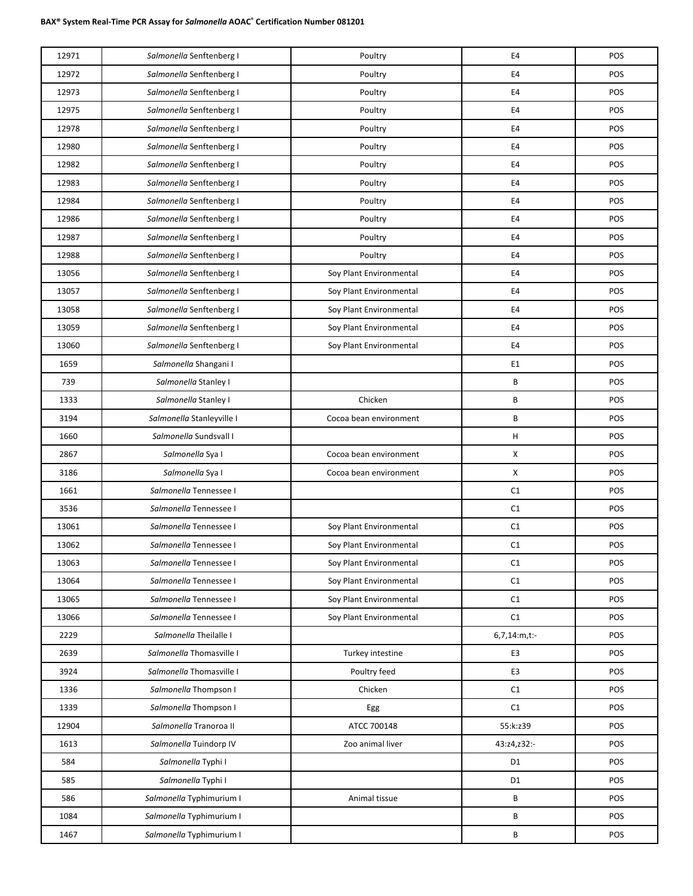| 12971 | *Salmonella* Senftenberg I | Poultry | E4 | POS |
|---|---|---|---|---|
| 12972 | *Salmonella* Senftenberg I | Poultry | E4 | POS |
| 12973 | *Salmonella* Senftenberg I | Poultry | E4 | POS |
| 12975 | *Salmonella* Senftenberg I | Poultry | E4 | POS |
| 12978 | *Salmonella* Senftenberg I | Poultry | E4 | POS |
| 12980 | *Salmonella* Senftenberg I | Poultry | E4 | POS |
| 12982 | *Salmonella* Senftenberg I | Poultry | E4 | POS |
| 12983 | *Salmonella* Senftenberg I | Poultry | E4 | POS |
| 12984 | *Salmonella* Senftenberg I | Poultry | E4 | POS |
| 12986 | *Salmonella* Senftenberg I | Poultry | E4 | POS |
| 12987 | *Salmonella* Senftenberg I | Poultry | E4 | POS |
| 12988 | *Salmonella* Senftenberg I | Poultry | E4 | POS |
| 13056 | *Salmonella* Senftenberg I | Soy Plant Environmental | E4 | POS |
| 13057 | *Salmonella* Senftenberg I | Soy Plant Environmental | E4 | POS |
| 13058 | *Salmonella* Senftenberg I | Soy Plant Environmental | E4 | POS |
| 13059 | *Salmonella* Senftenberg I | Soy Plant Environmental | E4 | POS |
| 13060 | *Salmonella* Senftenberg I | Soy Plant Environmental | E4 | POS |
| 1659 | *Salmonella* Shangani I | | E1 | POS |
| 739 | *Salmonella* Stanley I | | B | POS |
| 1333 | *Salmonella* Stanley I | Chicken | B | POS |
| 3194 | *Salmonella* Stanleyville I | Cocoa bean environment | B | POS |
| 1660 | *Salmonella* Sundsvall I | | H | POS |
| 2867 | *Salmonella* Sya I | Cocoa bean environment | X | POS |
| 3186 | *Salmonella* Sya I | Cocoa bean environment | X | POS |
| 1661 | *Salmonella* Tennessee I | | C1 | POS |
| 3536 | *Salmonella* Tennessee I | | C1 | POS |
| 13061 | *Salmonella* Tennessee I | Soy Plant Environmental | C1 | POS |
| 13062 | *Salmonella* Tennessee I | Soy Plant Environmental | C1 | POS |
| 13063 | *Salmonella* Tennessee I | Soy Plant Environmental | C1 | POS |
| 13064 | *Salmonella* Tennessee I | Soy Plant Environmental | C1 | POS |
| 13065 | *Salmonella* Tennessee I | Soy Plant Environmental | C1 | POS |
| 13066 | *Salmonella* Tennessee I | Soy Plant Environmental | C1 | POS |
| 2229 | *Salmonella* Theilalle I | | 6,7,14:m,t:- | POS |
| 2639 | *Salmonella* Thomasville I | Turkey intestine | E3 | POS |
| 3924 | *Salmonella* Thomasville I | Poultry feed | E3 | POS |
| 1336 | *Salmonella* Thompson I | Chicken | C1 | POS |
| 1339 | *Salmonella* Thompson I | Egg | C1 | POS |
| 12904 | *Salmonella* Tranoroa II | ATCC 700148 | 55:k:z39 | POS |
| 1613 | *Salmonella* Tuindorp IV | Zoo animal liver | 43:z4,z32:- | POS |
| 584 | *Salmonella* Typhi I | | D1 | POS |
| 585 | *Salmonella* Typhi I | | D1 | POS |
| 586 | *Salmonella* Typhimurium I | Animal tissue | B | POS |
| 1084 | *Salmonella* Typhimurium I | | B | POS |
| 1467 | *Salmonella* Typhimurium I | | B | POS |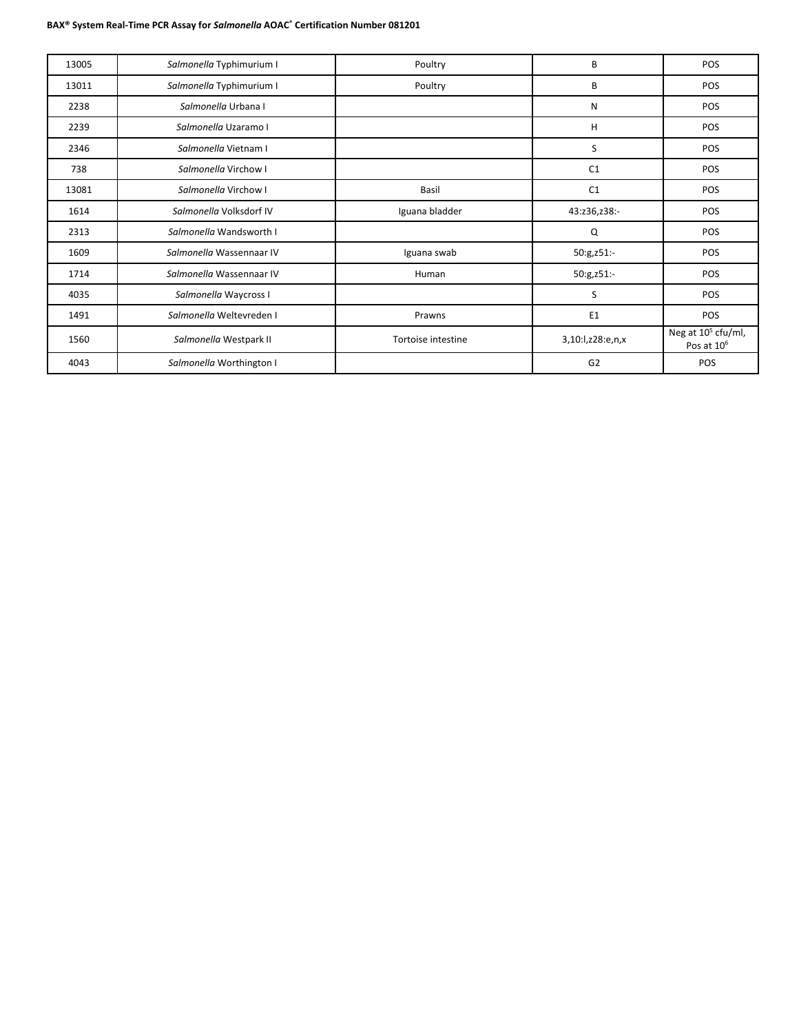| | | | | |
|---|---|---|---|---|
| 13005 | *Salmonella* Typhimurium I | Poultry | B | POS |
| 13011 | *Salmonella* Typhimurium I | Poultry | B | POS |
| 2238 | *Salmonella* Urbana I | | N | POS |
| 2239 | *Salmonella* Uzaramo I | | H | POS |
| 2346 | *Salmonella* Vietnam I | | S | POS |
| 738 | *Salmonella* Virchow I | | C1 | POS |
| 13081 | *Salmonella* Virchow I | Basil | C1 | POS |
| 1614 | *Salmonella* Volksdorf IV | Iguana bladder | 43:z36,z38:- | POS |
| 2313 | *Salmonella* Wandsworth I | | Q | POS |
| 1609 | *Salmonella* Wassennaar IV | Iguana swab | 50:g,z51:- | POS |
| 1714 | *Salmonella* Wassennaar IV | Human | 50:g,z51:- | POS |
| 4035 | *Salmonella* Waycross I | | S | POS |
| 1491 | *Salmonella* Weltevreden I | Prawns | E1 | POS |
| 1560 | *Salmonella* Westpark II | Tortoise intestine | 3,10:l,z28:e,n,x | Neg at $10^5$ cfu/ml, Pos at $10^6$ |
| 4043 | *Salmonella* Worthington I | | G2 | POS |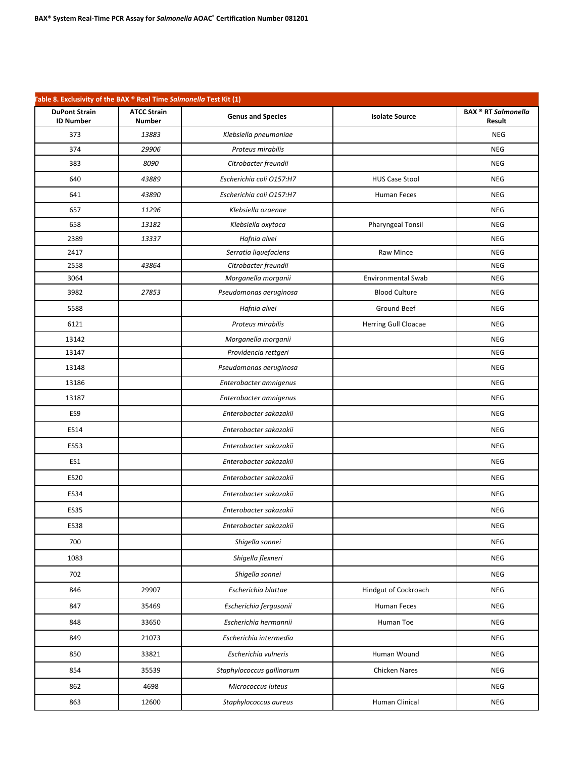Table 8. Exclusivity of the BAX ® Real Time *Salmonella* Test Kit (1)

| DuPont Strain ID Number | ATCC Strain Number | Genus and Species | Isolate Source | BAX ® RT *Salmonella* Result |
|---|---|---|---|---|
| 373 | *13883* | *Klebsiella pneumoniae* | | NEG |
| 374 | *29906* | *Proteus mirabilis* | | NEG |
| 383 | *8090* | *Citrobacter freundii* | | NEG |
| 640 | *43889* | *Escherichia coli O157:H7* | HUS Case Stool | NEG |
| 641 | *43890* | *Escherichia coli O157:H7* | Human Feces | NEG |
| 657 | *11296* | *Klebsiella ozaenae* | | NEG |
| 658 | *13182* | *Klebsiella oxytoca* | Pharyngeal Tonsil | NEG |
| 2389 | *13337* | *Hafnia alvei* | | NEG |
| 2417 | | *Serratia liquefaciens* | Raw Mince | NEG |
| 2558 | *43864* | *Citrobacter freundii* | | NEG |
| 3064 | | *Morganella morganii* | Environmental Swab | NEG |
| 3982 | *27853* | *Pseudomonas aeruginosa* | Blood Culture | NEG |
| 5588 | | *Hafnia alvei* | Ground Beef | NEG |
| 6121 | | *Proteus mirabilis* | Herring Gull Cloacae | NEG |
| 13142 | | *Morganella morganii* | | NEG |
| 13147 | | *Providencia rettgeri* | | NEG |
| 13148 | | *Pseudomonas aeruginosa* | | NEG |
| 13186 | | *Enterobacter amnigenus* | | NEG |
| 13187 | | *Enterobacter amnigenus* | | NEG |
| ES9 | | *Enterobacter sakazakii* | | NEG |
| ES14 | | *Enterobacter sakazakii* | | NEG |
| ES53 | | *Enterobacter sakazakii* | | NEG |
| ES1 | | *Enterobacter sakazakii* | | NEG |
| ES20 | | *Enterobacter sakazakii* | | NEG |
| ES34 | | *Enterobacter sakazakii* | | NEG |
| ES35 | | *Enterobacter sakazakii* | | NEG |
| ES38 | | *Enterobacter sakazakii* | | NEG |
| 700 | | *Shigella sonnei* | | NEG |
| 1083 | | *Shigella flexneri* | | NEG |
| 702 | | *Shigella sonnei* | | NEG |
| 846 | 29907 | *Escherichia blattae* | Hindgut of Cockroach | NEG |
| 847 | 35469 | *Escherichia fergusonii* | Human Feces | NEG |
| 848 | 33650 | *Escherichia hermannii* | Human Toe | NEG |
| 849 | 21073 | *Escherichia intermedia* | | NEG |
| 850 | 33821 | *Escherichia vulneris* | Human Wound | NEG |
| 854 | 35539 | *Staphylococcus gallinarum* | Chicken Nares | NEG |
| 862 | 4698 | *Micrococcus luteus* | | NEG |
| 863 | 12600 | *Staphylococcus aureus* | Human Clinical | NEG |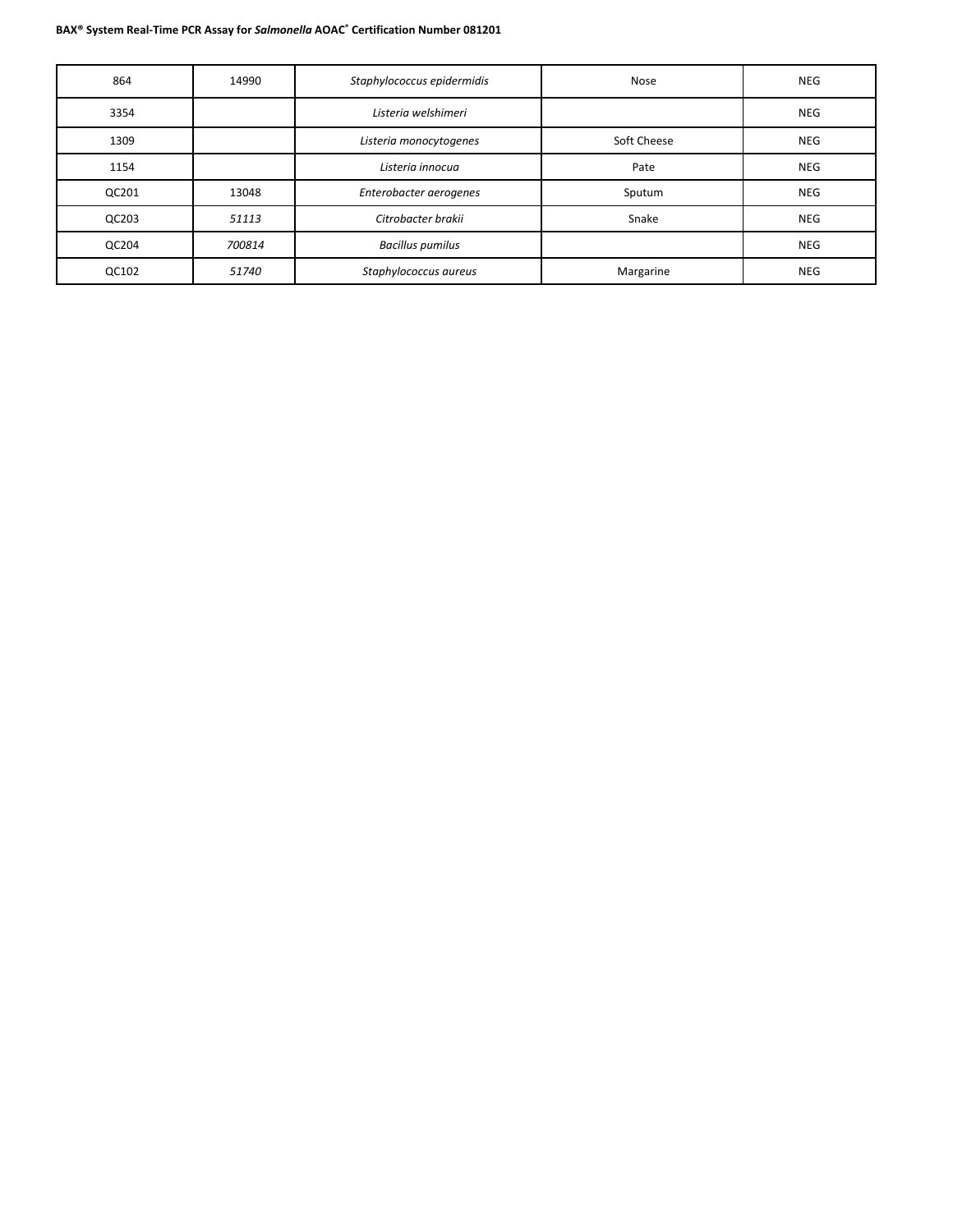| | | | | |
|---|---|---|---|---|
| 864 | 14990 | *Staphylococcus epidermidis* | Nose | NEG |
| 3354 | | *Listeria welshimeri* | | NEG |
| 1309 | | *Listeria monocytogenes* | Soft Cheese | NEG |
| 1154 | | *Listeria innocua* | Pate | NEG |
| QC201 | 13048 | *Enterobacter aerogenes* | Sputum | NEG |
| QC203 | *51113* | *Citrobacter brakii* | Snake | NEG |
| QC204 | *700814* | *Bacillus pumilus* | | NEG |
| QC102 | *51740* | *Staphylococcus aureus* | Margarine | NEG |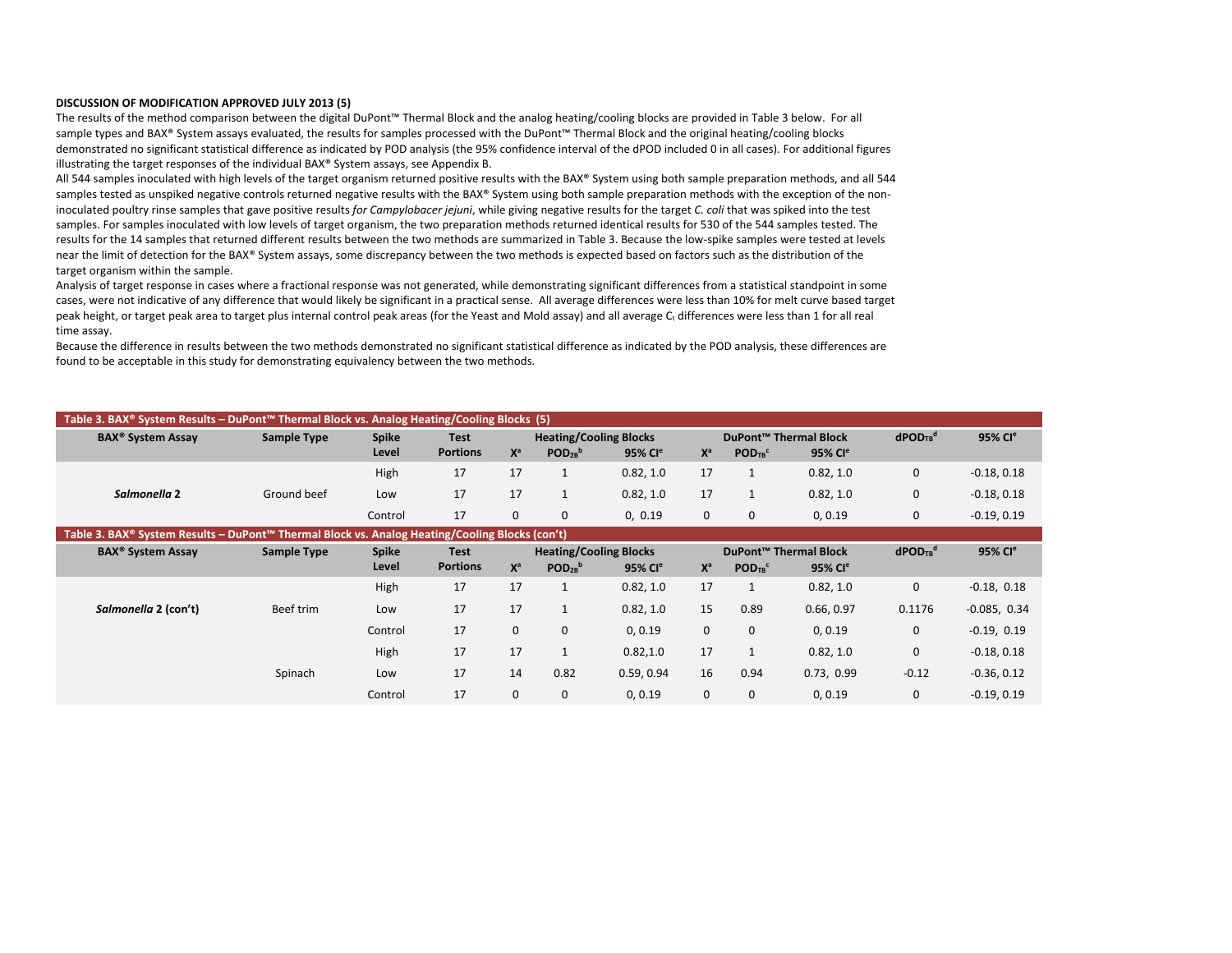**DISCUSSION OF MODIFICATION APPROVED JULY 2013 (5)**

The results of the method comparison between the digital DuPont™ Thermal Block and the analog heating/cooling blocks are provided in Table 3 below. For all sample types and BAX® System assays evaluated, the results for samples processed with the DuPont™ Thermal Block and the original heating/cooling blocks demonstrated no significant statistical difference as indicated by POD analysis (the 95% confidence interval of the dPOD included 0 in all cases). For additional figures illustrating the target responses of the individual BAX® System assays, see Appendix B.

All 544 samples inoculated with high levels of the target organism returned positive results with the BAX® System using both sample preparation methods, and all 544 samples tested as unspiked negative controls returned negative results with the BAX® System using both sample preparation methods with the exception of the non-inoculated poultry rinse samples that gave positive results *for Campylobacer jejuni*, while giving negative results for the target *C. coli* that was spiked into the test samples. For samples inoculated with low levels of target organism, the two preparation methods returned identical results for 530 of the 544 samples tested. The results for the 14 samples that returned different results between the two methods are summarized in Table 3. Because the low-spike samples were tested at levels near the limit of detection for the BAX® System assays, some discrepancy between the two methods is expected based on factors such as the distribution of the target organism within the sample.

Analysis of target response in cases where a fractional response was not generated, while demonstrating significant differences from a statistical standpoint in some cases, were not indicative of any difference that would likely be significant in a practical sense. All average differences were less than 10% for melt curve based target peak height, or target peak area to target plus internal control peak areas (for the Yeast and Mold assay) and all average $C_t$ differences were less than 1 for all real time assay.

Because the difference in results between the two methods demonstrated no significant statistical difference as indicated by the POD analysis, these differences are found to be acceptable in this study for demonstrating equivalency between the two methods.

**Table 3. BAX® System Results – DuPont™ Thermal Block vs. Analog Heating/Cooling Blocks (5)**

| BAX® System Assay | Sample Type | Spike Level | Test Portions | Heating/Cooling Blocks | | | DuPont™ Thermal Block | | | $dPOD_{TB}$[d] | 95% CI[e] |
|---|---|---|---|---|---|---|---|---|---|---|---|
| | | | | X[a] | $POD_{2B}$[b] | 95% CI[e] | X[a] | $POD_{TB}$[c] | 95% CI[e] | | |
| *Salmonella* 2 | Ground beef | High | 17 | 17 | 1 | 0.82, 1.0 | 17 | 1 | 0.82, 1.0 | 0 | -0.18, 0.18 |
| | | Low | 17 | 17 | 1 | 0.82, 1.0 | 17 | 1 | 0.82, 1.0 | 0 | -0.18, 0.18 |
| | | Control | 17 | 0 | 0 | 0, 0.19 | 0 | 0 | 0, 0.19 | 0 | -0.19, 0.19 |
| *Salmonella* 2 (con't) | Beef trim | High | 17 | 17 | 1 | 0.82, 1.0 | 17 | 1 | 0.82, 1.0 | 0 | -0.18, 0.18 |
| | | Low | 17 | 17 | 1 | 0.82, 1.0 | 15 | 0.89 | 0.66, 0.97 | 0.1176 | -0.085, 0.34 |
| | | Control | 17 | 0 | 0 | 0, 0.19 | 0 | 0 | 0, 0.19 | 0 | -0.19, 0.19 |
| | Spinach | High | 17 | 17 | 1 | 0.82,1.0 | 17 | 1 | 0.82, 1.0 | 0 | -0.18, 0.18 |
| | | Low | 17 | 14 | 0.82 | 0.59, 0.94 | 16 | 0.94 | 0.73, 0.99 | -0.12 | -0.36, 0.12 |
| | | Control | 17 | 0 | 0 | 0, 0.19 | 0 | 0 | 0, 0.19 | 0 | -0.19, 0.19 |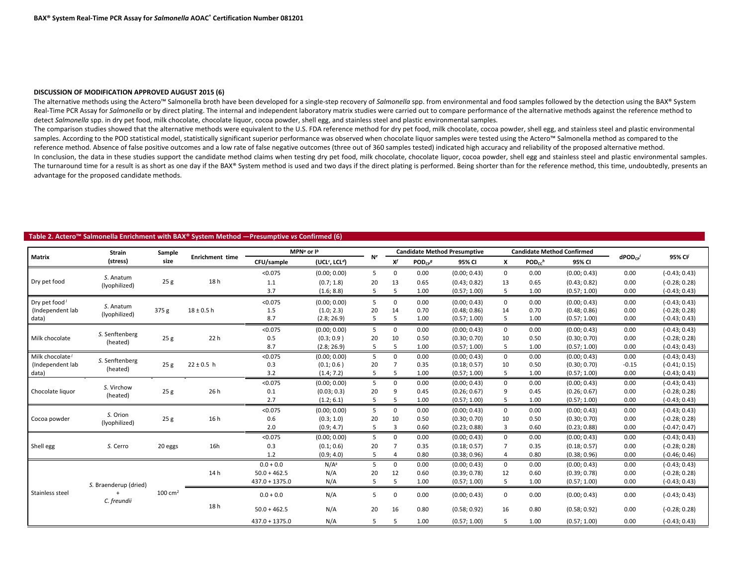### DISCUSSION OF MODIFICATION APPROVED AUGUST 2015 (6)

The alternative methods using the Actero™ Salmonella broth have been developed for a single-step recovery of *Salmonella* spp. from environmental and food samples followed by the detection using the BAX® System Real-Time PCR Assay for *Salmonella* or by direct plating. The internal and independent laboratory matrix studies were carried out to compare performance of the alternative methods against the reference method to detect *Salmonella* spp. in dry pet food, milk chocolate, chocolate liquor, cocoa powder, shell egg, and stainless steel and plastic environmental samples.

The comparison studies showed that the alternative methods were equivalent to the U.S. FDA reference method for dry pet food, milk chocolate, cocoa powder, shell egg and stainless steel and plastic environmental samples. According to the POD statistical model, statistically significant superior performance was observed when chocolate liquor samples were tested using the Actero™ Salmonella method as compared to the reference method. Absence of false positive outcomes and a low rate of false negative outcomes (three out of 360 samples tested) indicated high accuracy and reliability of the proposed alternative method.

In conclusion, the data in these studies support the candidate method claims when testing dry pet food, milk chocolate, chocolate liquor, cocoa powder, shell egg and stainless steel and plastic environmental samples. The turnaround time for a result is as short as one day if the BAX® System method is used and two days if the direct plating is performed. Being shorter than for the reference method, this time, undoubtedly, presents an advantage for the proposed candidate methods.

**Table 2. Actero™ Salmonella Enrichment with BAX® System Method —Presumptive *vs* Confirmed (6)**

| Matrix | Strain (stress) | Sample size | Enrichment time | MPN[a] or I[b] CFU/sample | MPN[a] or I[b] (UCL[c], LCL[d]) | N[e] | Candidate Method Presumptive X[f] | Candidate Method Presumptive $POD_{CP}$[g] | Candidate Method Presumptive 95% CI | Candidate Method Confirmed X | Candidate Method Confirmed $POD_{CC}$[h] | Candidate Method Confirmed 95% CI | $dPOD_{CP}$[i] | 95% CI[j] |
|---|---|---|---|---|---|---|---|---|---|---|---|---|---|---|
| Dry pet food | *S.* Anatum (lyophilized) | 25 g | 18 h | <0.075 | (0.00; 0.00) | 5 | 0 | 0.00 | (0.00; 0.43) | 0 | 0.00 | (0.00; 0.43) | 0.00 | (-0.43; 0.43) |
| | | | | 1.1 | (0.7; 1.8) | 20 | 13 | 0.65 | (0.43; 0.82) | 13 | 0.65 | (0.43; 0.82) | 0.00 | (-0.28; 0.28) |
| | | | | 3.7 | (1.6; 8.8) | 5 | 5 | 1.00 | (0.57; 1.00) | 5 | 1.00 | (0.57; 1.00) | 0.00 | (-0.43; 0.43) |
| Dry pet food[i] (Independent lab data) | *S.* Anatum (lyophilized) | 375 g | 18 ± 0.5 h | <0.075 | (0.00; 0.00) | 5 | 0 | 0.00 | (0.00; 0.43) | 0 | 0.00 | (0.00; 0.43) | 0.00 | (-0.43; 0.43) |
| | | | | 1.5 | (1.0; 2.3) | 20 | 14 | 0.70 | (0.48; 0.86) | 14 | 0.70 | (0.48; 0.86) | 0.00 | (-0.28; 0.28) |
| | | | | 8.7 | (2.8; 26.9) | 5 | 5 | 1.00 | (0.57; 1.00) | 5 | 1.00 | (0.57; 1.00) | 0.00 | (-0.43; 0.43) |
| Milk chocolate | *S.* Senftenberg (heated) | 25 g | 22 h | <0.075 | (0.00; 0.00) | 5 | 0 | 0.00 | (0.00; 0.43) | 0 | 0.00 | (0.00; 0.43) | 0.00 | (-0.43; 0.43) |
| | | | | 0.5 | (0.3; 0.9 ) | 20 | 10 | 0.50 | (0.30; 0.70) | 10 | 0.50 | (0.30; 0.70) | 0.00 | (-0.28; 0.28) |
| | | | | 8.7 | (2.8; 26.9) | 5 | 5 | 1.00 | (0.57; 1.00) | 5 | 1.00 | (0.57; 1.00) | 0.00 | (-0.43; 0.43) |
| Milk chocolate[i] (Independent lab data) | *S.* Senftenberg (heated) | 25 g | 22 ± 0.5 h | <0.075 | (0.00; 0.00) | 5 | 0 | 0.00 | (0.00; 0.43) | 0 | 0.00 | (0.00; 0.43) | 0.00 | (-0.43; 0.43) |
| | | | | 0.3 | (0.1; 0.6 ) | 20 | 7 | 0.35 | (0.18; 0.57) | 10 | 0.50 | (0.30; 0.70) | -0.15 | (-0.41; 0.15) |
| | | | | 3.2 | (1.4; 7.2) | 5 | 5 | 1.00 | (0.57; 1.00) | 5 | 1.00 | (0.57; 1.00) | 0.00 | (-0.43; 0.43) |
| Chocolate liquor | *S.* Virchow (heated) | 25 g | 26 h | <0.075 | (0.00; 0.00) | 5 | 0 | 0.00 | (0.00; 0.43) | 0 | 0.00 | (0.00; 0.43) | 0.00 | (-0.43; 0.43) |
| | | | | 0.1 | (0.03; 0.3) | 20 | 9 | 0.45 | (0.26; 0.67) | 9 | 0.45 | (0.26; 0.67) | 0.00 | (-0.28; 0.28) |
| | | | | 2.7 | (1.2; 6.1) | 5 | 5 | 1.00 | (0.57; 1.00) | 5 | 1.00 | (0.57; 1.00) | 0.00 | (-0.43; 0.43) |
| Cocoa powder | *S.* Orion (lyophilized) | 25 g | 16 h | <0.075 | (0.00; 0.00) | 5 | 0 | 0.00 | (0.00; 0.43) | 0 | 0.00 | (0.00; 0.43) | 0.00 | (-0.43; 0.43) |
| | | | | 0.6 | (0.3; 1.0) | 20 | 10 | 0.50 | (0.30; 0.70) | 10 | 0.50 | (0.30; 0.70) | 0.00 | (-0.28; 0.28) |
| | | | | 2.0 | (0.9; 4.7) | 5 | 3 | 0.60 | (0.23; 0.88) | 3 | 0.60 | (0.23; 0.88) | 0.00 | (-0.47; 0.47) |
| Shell egg | *S.* Cerro | 20 eggs | 16h | <0.075 | (0.00; 0.00) | 5 | 0 | 0.00 | (0.00; 0.43) | 0 | 0.00 | (0.00; 0.43) | 0.00 | (-0.43; 0.43) |
| | | | | 0.3 | (0.1; 0.6) | 20 | 7 | 0.35 | (0.18; 0.57) | 7 | 0.35 | (0.18; 0.57) | 0.00 | (-0.28; 0.28) |
| | | | | 1.2 | (0.9; 4.0) | 5 | 4 | 0.80 | (0.38; 0.96) | 4 | 0.80 | (0.38; 0.96) | 0.00 | (-0.46; 0.46) |
| Stainless steel | *S.* Braenderup (dried) + *C. freundii* | 100 cm² | 14 h | 0.0 + 0.0 | N/A[k] | 5 | 0 | 0.00 | (0.00; 0.43) | 0 | 0.00 | (0.00; 0.43) | 0.00 | (-0.43; 0.43) |
| | | | | 50.0 + 462.5 | N/A | 20 | 12 | 0.60 | (0.39; 0.78) | 12 | 0.60 | (0.39; 0.78) | 0.00 | (-0.28; 0.28) |
| | | | | 437.0 + 1375.0 | N/A | 5 | 5 | 1.00 | (0.57; 1.00) | 5 | 1.00 | (0.57; 1.00) | 0.00 | (-0.43; 0.43) |
| | | | 18 h | 0.0 + 0.0 | N/A | 5 | 0 | 0.00 | (0.00; 0.43) | 0 | 0.00 | (0.00; 0.43) | 0.00 | (-0.43; 0.43) |
| | | | | 50.0 + 462.5 | N/A | 20 | 16 | 0.80 | (0.58; 0.92) | 16 | 0.80 | (0.58; 0.92) | 0.00 | (-0.28; 0.28) |
| | | | | 437.0 + 1375.0 | N/A | 5 | 5 | 1.00 | (0.57; 1.00) | 5 | 1.00 | (0.57; 1.00) | 0.00 | (-0.43; 0.43) |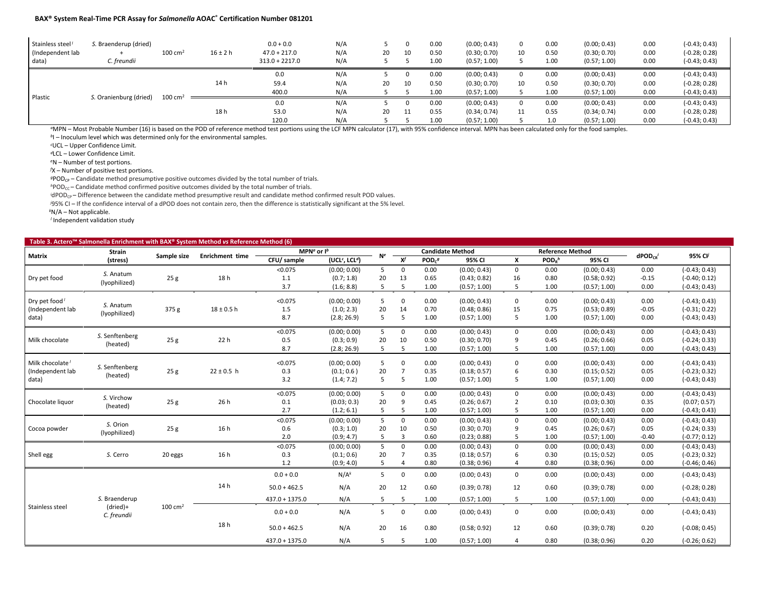| Stainless steel [l] (Independent lab data) | S. Braenderup (dried) + C. freundii | 100 cm² | 16 ± 2 h | 0.0 + 0.0 | N/A | 5 | 0 | 0.00 | (0.00; 0.43) | 0 | 0.00 | (0.00; 0.43) | 0.00 | (-0.43; 0.43) |
|---|---|---|---|---|---|---|---|---|---|---|---|---|---|---|
| | | | | 47.0 + 217.0 | N/A | 20 | 10 | 0.50 | (0.30; 0.70) | 10 | 0.50 | (0.30; 0.70) | 0.00 | (-0.28; 0.28) |
| | | | | 313.0 + 2217.0 | N/A | 5 | 5 | 1.00 | (0.57; 1.00) | 5 | 1.00 | (0.57; 1.00) | 0.00 | (-0.43; 0.43) |
| Plastic | S. Oranienburg (dried) | 100 cm² | 14 h | 0.0 | N/A | 5 | 0 | 0.00 | (0.00; 0.43) | 0 | 0.00 | (0.00; 0.43) | 0.00 | (-0.43; 0.43) |
| | | | | 59.4 | N/A | 20 | 10 | 0.50 | (0.30; 0.70) | 10 | 0.50 | (0.30; 0.70) | 0.00 | (-0.28; 0.28) |
| | | | | 400.0 | N/A | 5 | 5 | 1.00 | (0.57; 1.00) | 5 | 1.00 | (0.57; 1.00) | 0.00 | (-0.43; 0.43) |
| | | | 18 h | 0.0 | N/A | 5 | 0 | 0.00 | (0.00; 0.43) | 0 | 0.00 | (0.00; 0.43) | 0.00 | (-0.43; 0.43) |
| | | | | 53.0 | N/A | 20 | 11 | 0.55 | (0.34; 0.74) | 11 | 0.55 | (0.34; 0.74) | 0.00 | (-0.28; 0.28) |
| | | | | 120.0 | N/A | 5 | 5 | 1.00 | (0.57; 1.00) | 5 | 1.0 | (0.57; 1.00) | 0.00 | (-0.43; 0.43) |

[a]MPN – Most Probable Number (16) is based on the POD of reference method test portions using the LCF MPN calculator (17), with 95% confidence interval. MPN has been calculated only for the food samples.
[b]I – Inoculum level which was determined only for the environmental samples.
[c]UCL – Upper Confidence Limit.
[d]LCL – Lower Confidence Limit.
[e]N – Number of test portions.
[f]X – Number of positive test portions.
[g]$POD_{CP}$ – Candidate method presumptive positive outcomes divided by the total number of trials.
[h]$POD_{CC}$ – Candidate method confirmed positive outcomes divided by the total number of trials.
[i]$dPOD_{CP}$ – Difference between the candidate method presumptive result and candidate method confirmed result POD values.
[j]95% CI – If the confidence interval of a dPOD does not contain zero, then the difference is statistically significant at the 5% level.
[k]N/A – Not applicable.
[l] Independent validation study

**Table 3. Actero™ Salmonella Enrichment with BAX® System Method *vs* Reference Method (6)**

| Matrix | Strain (stress) | Sample size | Enrichment time | MPN[a] or I[b] | | N[e] | Candidate Method | | | Reference Method | | | $dPOD_{CR}$[i] | 95% CI[j] |
|---|---|---|---|---|---|---|---|---|---|---|---|---|---|---|
| | | | | CFU/ sample | (UCL[c], LCL[d]) | | X[f] | $POD_C$[g] | 95% CI | X | $POD_R$[h] | 95% CI | | |
| Dry pet food | S. Anatum (lyophilized) | 25 g | 18 h | <0.075 | (0.00; 0.00) | 5 | 0 | 0.00 | (0.00; 0.43) | 0 | 0.00 | (0.00; 0.43) | 0.00 | (-0.43; 0.43) |
| | | | | 1.1 | (0.7; 1.8) | 20 | 13 | 0.65 | (0.43; 0.82) | 16 | 0.80 | (0.58; 0.92) | -0.15 | (-0.40; 0.12) |
| | | | | 3.7 | (1.6; 8.8) | 5 | 5 | 1.00 | (0.57; 1.00) | 5 | 1.00 | (0.57; 1.00) | 0.00 | (-0.43; 0.43) |
| Dry pet food [l] (Independent lab data) | S. Anatum (lyophilized) | 375 g | 18 ± 0.5 h | <0.075 | (0.00; 0.00) | 5 | 0 | 0.00 | (0.00; 0.43) | 0 | 0.00 | (0.00; 0.43) | 0.00 | (-0.43; 0.43) |
| | | | | 1.5 | (1.0; 2.3) | 20 | 14 | 0.70 | (0.48; 0.86) | 15 | 0.75 | (0.53; 0.89) | -0.05 | (-0.31; 0.22) |
| | | | | 8.7 | (2.8; 26.9) | 5 | 5 | 1.00 | (0.57; 1.00) | 5 | 1.00 | (0.57; 1.00) | 0.00 | (-0.43; 0.43) |
| Milk chocolate | S. Senftenberg (heated) | 25 g | 22 h | <0.075 | (0.00; 0.00) | 5 | 0 | 0.00 | (0.00; 0.43) | 0 | 0.00 | (0.00; 0.43) | 0.00 | (-0.43; 0.43) |
| | | | | 0.5 | (0.3; 0.9) | 20 | 10 | 0.50 | (0.30; 0.70) | 9 | 0.45 | (0.26; 0.66) | 0.05 | (-0.24; 0.33) |
| | | | | 8.7 | (2.8; 26.9) | 5 | 5 | 1.00 | (0.57; 1.00) | 5 | 1.00 | (0.57; 1.00) | 0.00 | (-0.43; 0.43) |
| Milk chocolate [l] (Independent lab data) | S. Senftenberg (heated) | 25 g | 22 ± 0.5 h | <0.075 | (0.00; 0.00) | 5 | 0 | 0.00 | (0.00; 0.43) | 0 | 0.00 | (0.00; 0.43) | 0.00 | (-0.43; 0.43) |
| | | | | 0.3 | (0.1; 0.6 ) | 20 | 7 | 0.35 | (0.18; 0.57) | 6 | 0.30 | (0.15; 0.52) | 0.05 | (-0.23; 0.32) |
| | | | | 3.2 | (1.4; 7.2) | 5 | 5 | 1.00 | (0.57; 1.00) | 5 | 1.00 | (0.57; 1.00) | 0.00 | (-0.43; 0.43) |
| Chocolate liquor | S. Virchow (heated) | 25 g | 26 h | <0.075 | (0.00; 0.00) | 5 | 0 | 0.00 | (0.00; 0.43) | 0 | 0.00 | (0.00; 0.43) | 0.00 | (-0.43; 0.43) |
| | | | | 0.1 | (0.03; 0.3) | 20 | 9 | 0.45 | (0.26; 0.67) | 2 | 0.10 | (0.03; 0.30) | 0.35 | (0.07; 0.57) |
| | | | | 2.7 | (1.2; 6.1) | 5 | 5 | 1.00 | (0.57; 1.00) | 5 | 1.00 | (0.57; 1.00) | 0.00 | (-0.43; 0.43) |
| Cocoa powder | S. Orion (lyophilized) | 25 g | 16 h | <0.075 | (0.00; 0.00) | 5 | 0 | 0.00 | (0.00; 0.43) | 0 | 0.00 | (0.00; 0.43) | 0.00 | (-0.43; 0.43) |
| | | | | 0.6 | (0.3; 1.0) | 20 | 10 | 0.50 | (0.30; 0.70) | 9 | 0.45 | (0.26; 0.67) | 0.05 | (-0.24; 0.33) |
| | | | | 2.0 | (0.9; 4.7) | 5 | 3 | 0.60 | (0.23; 0.88) | 5 | 1.00 | (0.57; 1.00) | -0.40 | (-0.77; 0.12) |
| Shell egg | S. Cerro | 20 eggs | 16 h | <0.075 | (0.00; 0.00) | 5 | 0 | 0.00 | (0.00; 0.43) | 0 | 0.00 | (0.00; 0.43) | 0.00 | (-0.43; 0.43) |
| | | | | 0.3 | (0.1; 0.6) | 20 | 7 | 0.35 | (0.18; 0.57) | 6 | 0.30 | (0.15; 0.52) | 0.05 | (-0.23; 0.32) |
| | | | | 1.2 | (0.9; 4.0) | 5 | 4 | 0.80 | (0.38; 0.96) | 4 | 0.80 | (0.38; 0.96) | 0.00 | (-0.46; 0.46) |
| Stainless steel | S. Braenderup (dried)+ C. freundii | 100 cm² | 14 h | 0.0 + 0.0 | N/A[k] | 5 | 0 | 0.00 | (0.00; 0.43) | 0 | 0.00 | (0.00; 0.43) | 0.00 | (-0.43; 0.43) |
| | | | | 50.0 + 462.5 | N/A | 20 | 12 | 0.60 | (0.39; 0.78) | 12 | 0.60 | (0.39; 0.78) | 0.00 | (-0.28; 0.28) |
| | | | | 437.0 + 1375.0 | N/A | 5 | 5 | 1.00 | (0.57; 1.00) | 5 | 1.00 | (0.57; 1.00) | 0.00 | (-0.43; 0.43) |
| | | | 18 h | 0.0 + 0.0 | N/A | 5 | 0 | 0.00 | (0.00; 0.43) | 0 | 0.00 | (0.00; 0.43) | 0.00 | (-0.43; 0.43) |
| | | | | 50.0 + 462.5 | N/A | 20 | 16 | 0.80 | (0.58; 0.92) | 12 | 0.60 | (0.39; 0.78) | 0.20 | (-0.08; 0.45) |
| | | | | 437.0 + 1375.0 | N/A | 5 | 5 | 1.00 | (0.57; 1.00) | 4 | 0.80 | (0.38; 0.96) | 0.20 | (-0.26; 0.62) |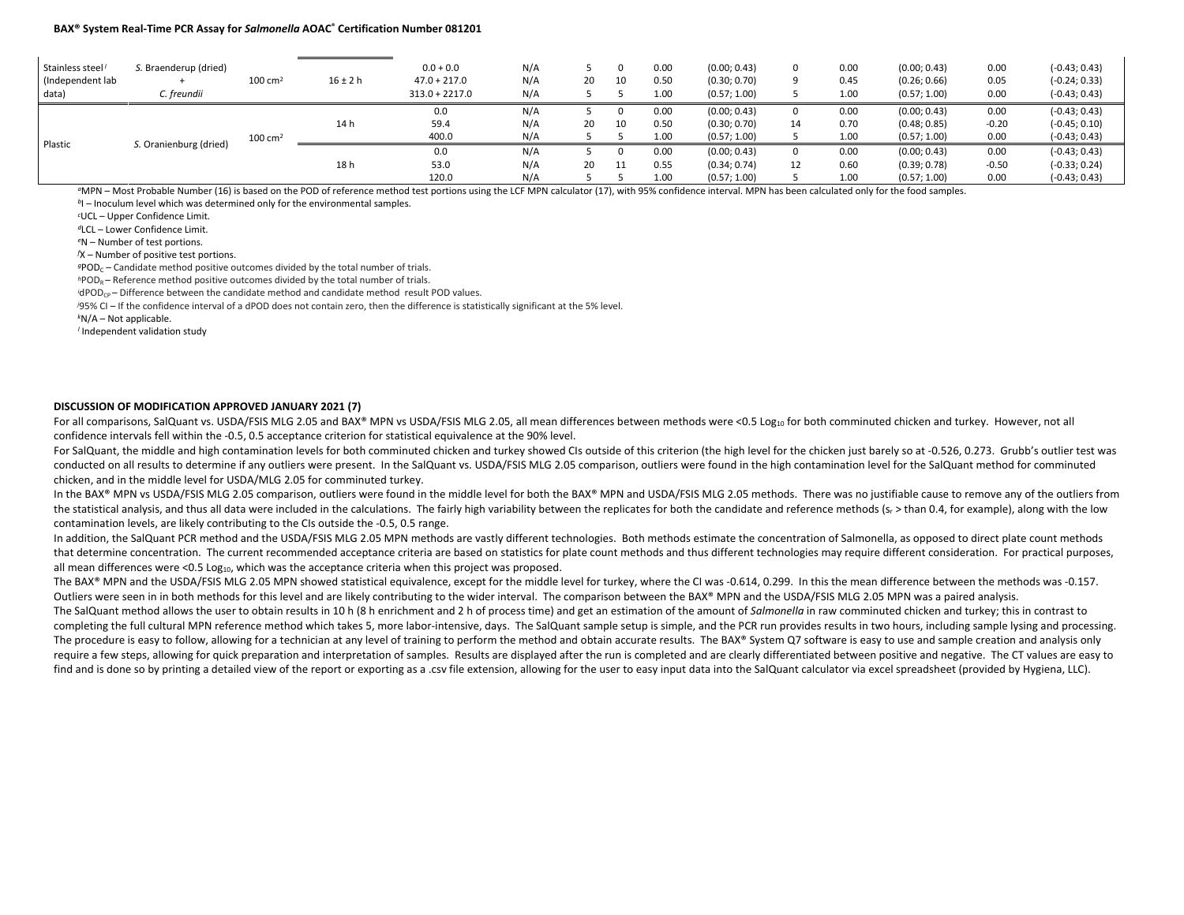| Stainless steel[l] (Independent lab data) | *S.* Braenderup (dried) + *C. freundii* | 100 cm² | 16 ± 2 h | 0.0 + 0.0 | N/A | 5 | 0 | 0.00 | (0.00; 0.43) | 0 | 0.00 | (0.00; 0.43) | 0.00 | (-0.43; 0.43) |
|---|---|---|---|---|---|---|---|---|---|---|---|---|---|---|
| | | | | 47.0 + 217.0 | N/A | 20 | 10 | 0.50 | (0.30; 0.70) | 9 | 0.45 | (0.26; 0.66) | 0.05 | (-0.24; 0.33) |
| | | | | 313.0 + 2217.0 | N/A | 5 | 5 | 1.00 | (0.57; 1.00) | 5 | 1.00 | (0.57; 1.00) | 0.00 | (-0.43; 0.43) |
| Plastic | *S.* Oranienburg (dried) | 100 cm² | 14 h | 0.0 | N/A | 5 | 0 | 0.00 | (0.00; 0.43) | 0 | 0.00 | (0.00; 0.43) | 0.00 | (-0.43; 0.43) |
| | | | | 59.4 | N/A | 20 | 10 | 0.50 | (0.30; 0.70) | 14 | 0.70 | (0.48; 0.85) | -0.20 | (-0.45; 0.10) |
| | | | | 400.0 | N/A | 5 | 5 | 1.00 | (0.57; 1.00) | 5 | 1.00 | (0.57; 1.00) | 0.00 | (-0.43; 0.43) |
| | | | 18 h | 0.0 | N/A | 5 | 0 | 0.00 | (0.00; 0.43) | 0 | 0.00 | (0.00; 0.43) | 0.00 | (-0.43; 0.43) |
| | | | | 53.0 | N/A | 20 | 11 | 0.55 | (0.34; 0.74) | 12 | 0.60 | (0.39; 0.78) | -0.50 | (-0.33; 0.24) |
| | | | | 120.0 | N/A | 5 | 5 | 1.00 | (0.57; 1.00) | 5 | 1.00 | (0.57; 1.00) | 0.00 | (-0.43; 0.43) |

[a]MPN – Most Probable Number (16) is based on the POD of reference method test portions using the LCF MPN calculator (17), with 95% confidence interval. MPN has been calculated only for the food samples.

[b]I – Inoculum level which was determined only for the environmental samples.

[c]UCL – Upper Confidence Limit.

[d]LCL – Lower Confidence Limit.

[e]N – Number of test portions.

[f]X – Number of positive test portions.

[g]$POD_C$ – Candidate method positive outcomes divided by the total number of trials.

[h]$POD_R$ – Reference method positive outcomes divided by the total number of trials.

[i]$dPOD_{CP}$ – Difference between the candidate method and candidate method result POD values.

[j]95% CI – If the confidence interval of a dPOD does not contain zero, then the difference is statistically significant at the 5% level.

[k]N/A – Not applicable.

[l] Independent validation study

**DISCUSSION OF MODIFICATION APPROVED JANUARY 2021 (7)**

For all comparisons, SalQuant vs. USDA/FSIS MLG 2.05 and BAX® MPN vs USDA/FSIS MLG 2.05, all mean differences between methods were <0.5 $Log_{10}$ for both comminuted chicken and turkey. However, not all confidence intervals fell within the -0.5, 0.5 acceptance criterion for statistical equivalence at the 90% level.

For SalQuant, the middle and high contamination levels for both comminuted chicken and turkey showed CIs outside of this criterion (the high level for the chicken just barely so at -0.526, 0.273. Grubb's outlier test was conducted on all results to determine if any outliers were present. In the SalQuant vs. USDA/FSIS MLG 2.05 comparison, outliers were found in the high contamination level for the SalQuant method for comminuted chicken, and in the middle level for USDA/MLG 2.05 for comminuted turkey.

In the BAX® MPN vs USDA/FSIS MLG 2.05 comparison, outliers were found in the middle level for both the BAX® MPN and USDA/FSIS MLG 2.05 methods. There was no justifiable cause to remove any of the outliers from the statistical analysis, and thus all data were included in the calculations. The fairly high variability between the replicates for both the candidate and reference methods ($s_r$ > than 0.4, for example), along with the low contamination levels, are likely contributing to the CIs outside the -0.5, 0.5 range.

In addition, the SalQuant PCR method and the USDA/FSIS MLG 2.05 MPN methods are vastly different technologies. Both methods estimate the concentration of Salmonella, as opposed to direct plate count methods that determine concentration. The current recommended acceptance criteria are based on statistics for plate count methods and thus different technologies may require different consideration. For practical purposes, all mean differences were <0.5 $Log_{10}$, which was the acceptance criteria when this project was proposed.

The BAX® MPN and the USDA/FSIS MLG 2.05 MPN showed statistical equivalence, except for the middle level for turkey, where the CI was -0.614, 0.299. In this the mean difference between the methods was -0.157. Outliers were seen in in both methods for this level and are likely contributing to the wider interval. The comparison between the BAX® MPN and the USDA/FSIS MLG 2.05 MPN was a paired analysis.

The SalQuant method allows the user to obtain results in 10 h (8 h enrichment and 2 h of process time) and get an estimation of the amount of *Salmonella* in raw comminuted chicken and turkey; this in contrast to completing the full cultural MPN reference method which takes 5, more labor-intensive, days. The SalQuant sample setup is simple, and the PCR run provides results in two hours, including sample lysing and processing. The procedure is easy to follow, allowing for a technician at any level of training to perform the method and obtain accurate results. The BAX® System Q7 software is easy to use and sample creation and analysis only require a few steps, allowing for quick preparation and interpretation of samples. Results are displayed after the run is completed and are clearly differentiated between positive and negative. The CT values are easy to find and is done so by printing a detailed view of the report or exporting as a .csv file extension, allowing for the user to easy input data into the SalQuant calculator via excel spreadsheet (provided by Hygiena, LLC).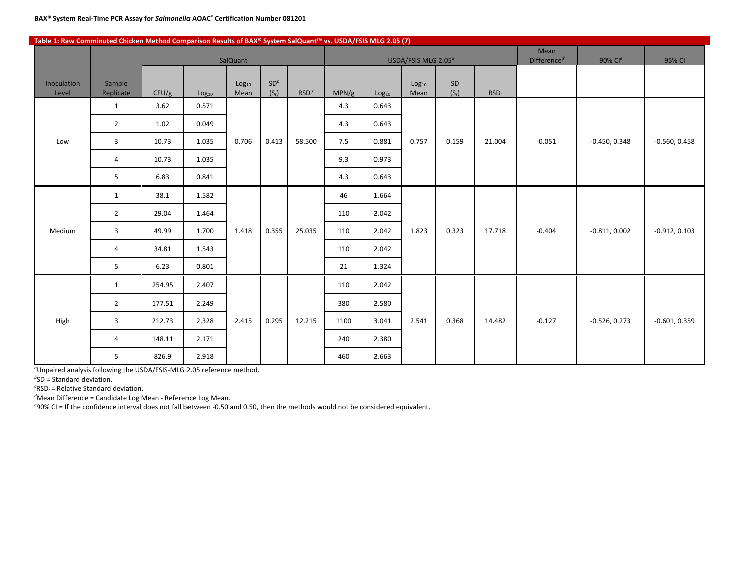**Table 1: Raw Comminuted Chicken Method Comparison Results of BAX® System SalQuant™ vs. USDA/FSIS MLG 2.05 (7)**

| Inoculation Level | Sample Replicate | SalQuant | | | | | USDA/FSIS MLG 2.05[a] | | | | | Mean Difference[d] | 90% CI[e] | 95% CI |
|---|---|---|---|---|---|---|---|---|---|---|---|---|---|---|
| | | CFU/g | $Log_{10}$ | $Log_{10}$ Mean | SD[b] ($S_r$) | $RSD_r$[c] | MPN/g | $Log_{10}$ | $Log_{10}$ Mean | SD ($S_r$) | $RSD_r$ | | | |
| Low | 1 | 3.62 | 0.571 | 0.706 | 0.413 | 58.500 | 4.3 | 0.643 | 0.757 | 0.159 | 21.004 | -0.051 | -0.450, 0.348 | -0.560, 0.458 |
| | 2 | 1.02 | 0.049 | | | | 4.3 | 0.643 | | | | | | |
| | 3 | 10.73 | 1.035 | | | | 7.5 | 0.881 | | | | | | |
| | 4 | 10.73 | 1.035 | | | | 9.3 | 0.973 | | | | | | |
| | 5 | 6.83 | 0.841 | | | | 4.3 | 0.643 | | | | | | |
| Medium | 1 | 38.1 | 1.582 | 1.418 | 0.355 | 25.035 | 46 | 1.664 | 1.823 | 0.323 | 17.718 | -0.404 | -0.811, 0.002 | -0.912, 0.103 |
| | 2 | 29.04 | 1.464 | | | | 110 | 2.042 | | | | | | |
| | 3 | 49.99 | 1.700 | | | | 110 | 2.042 | | | | | | |
| | 4 | 34.81 | 1.543 | | | | 110 | 2.042 | | | | | | |
| | 5 | 6.23 | 0.801 | | | | 21 | 1.324 | | | | | | |
| High | 1 | 254.95 | 2.407 | 2.415 | 0.295 | 12.215 | 110 | 2.042 | 2.541 | 0.368 | 14.482 | -0.127 | -0.526, 0.273 | -0.601, 0.359 |
| | 2 | 177.51 | 2.249 | | | | 380 | 2.580 | | | | | | |
| | 3 | 212.73 | 2.328 | | | | 1100 | 3.041 | | | | | | |
| | 4 | 148.11 | 2.171 | | | | 240 | 2.380 | | | | | | |
| | 5 | 826.9 | 2.918 | | | | 460 | 2.663 | | | | | | |

[a]Unpaired analysis following the USDA/FSIS-MLG 2.05 reference method.
[b]SD = Standard deviation.
[c]$RSD_r$ = Relative Standard deviation.
[d]Mean Difference = Candidate Log Mean - Reference Log Mean.
[e]90% CI = If the confidence interval does not fall between -0.50 and 0.50, then the methods would not be considered equivalent.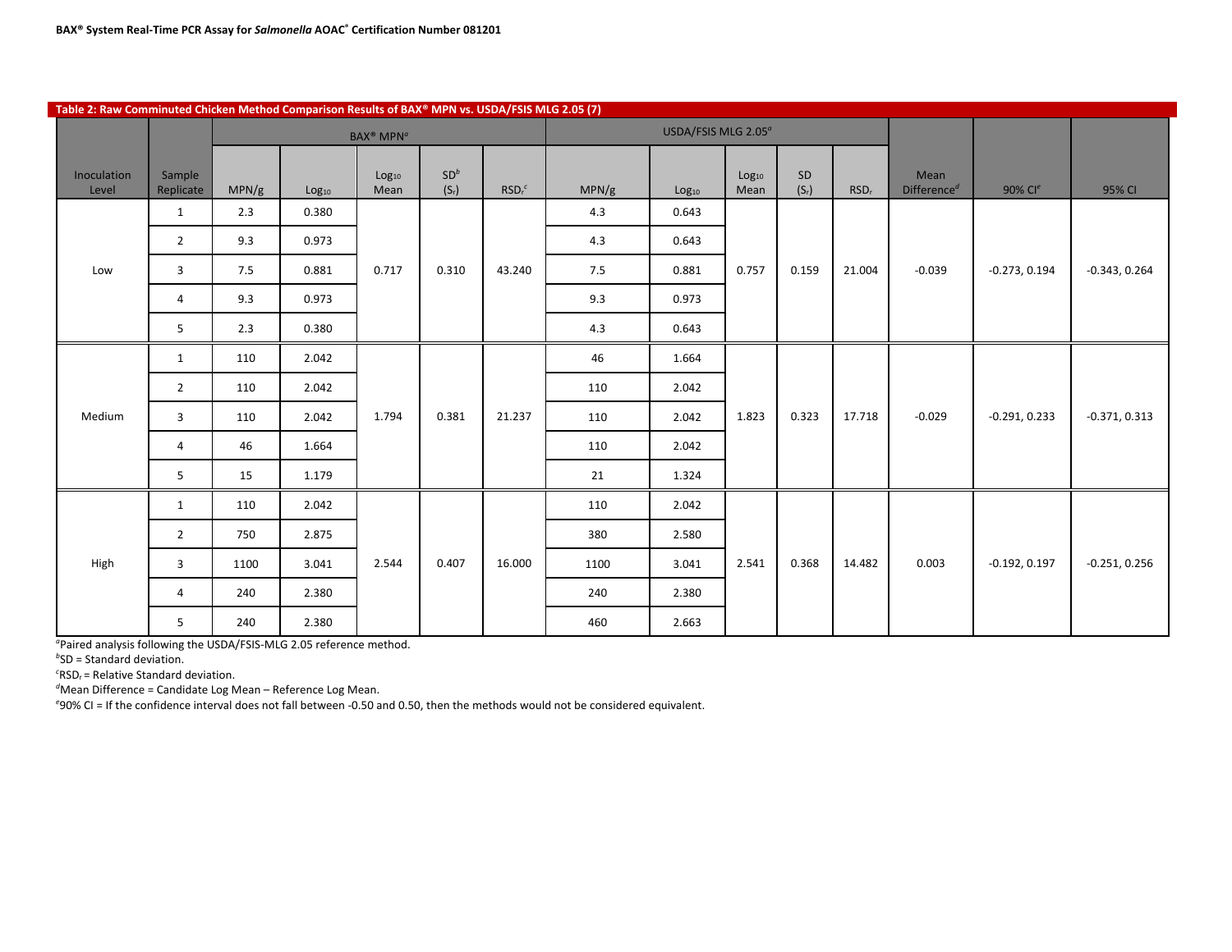**Table 2: Raw Comminuted Chicken Method Comparison Results of BAX® MPN vs. USDA/FSIS MLG 2.05 (7)**

| Inoculation Level | Sample Replicate | BAX® MPN[a] | | | | | USDA/FSIS MLG 2.05[a] | | | | | Mean Difference[d] | 90% CI[e] | 95% CI |
|---|---|---|---|---|---|---|---|---|---|---|---|---|---|---|
| | | MPN/g | $Log_{10}$ | $Log_{10}$ Mean | SD[b] ($S_r$) | $RSD_r$[c] | MPN/g | $Log_{10}$ | $Log_{10}$ Mean | SD ($S_r$) | $RSD_r$ | | | |
| Low | 1 | 2.3 | 0.380 | 0.717 | 0.310 | 43.240 | 4.3 | 0.643 | 0.757 | 0.159 | 21.004 | -0.039 | -0.273, 0.194 | -0.343, 0.264 |
| | 2 | 9.3 | 0.973 | | | | 4.3 | 0.643 | | | | | | |
| | 3 | 7.5 | 0.881 | | | | 7.5 | 0.881 | | | | | | |
| | 4 | 9.3 | 0.973 | | | | 9.3 | 0.973 | | | | | | |
| | 5 | 2.3 | 0.380 | | | | 4.3 | 0.643 | | | | | | |
| Medium | 1 | 110 | 2.042 | 1.794 | 0.381 | 21.237 | 46 | 1.664 | 1.823 | 0.323 | 17.718 | -0.029 | -0.291, 0.233 | -0.371, 0.313 |
| | 2 | 110 | 2.042 | | | | 110 | 2.042 | | | | | | |
| | 3 | 110 | 2.042 | | | | 110 | 2.042 | | | | | | |
| | 4 | 46 | 1.664 | | | | 110 | 2.042 | | | | | | |
| | 5 | 15 | 1.179 | | | | 21 | 1.324 | | | | | | |
| High | 1 | 110 | 2.042 | 2.544 | 0.407 | 16.000 | 110 | 2.042 | 2.541 | 0.368 | 14.482 | 0.003 | -0.192, 0.197 | -0.251, 0.256 |
| | 2 | 750 | 2.875 | | | | 380 | 2.580 | | | | | | |
| | 3 | 1100 | 3.041 | | | | 1100 | 3.041 | | | | | | |
| | 4 | 240 | 2.380 | | | | 240 | 2.380 | | | | | | |
| | 5 | 240 | 2.380 | | | | 460 | 2.663 | | | | | | |

[a]Paired analysis following the USDA/FSIS-MLG 2.05 reference method.

[b]SD = Standard deviation.

[c]$RSD_r$ = Relative Standard deviation.

[d]Mean Difference = Candidate Log Mean – Reference Log Mean.

[e]90% CI = If the confidence interval does not fall between -0.50 and 0.50, then the methods would not be considered equivalent.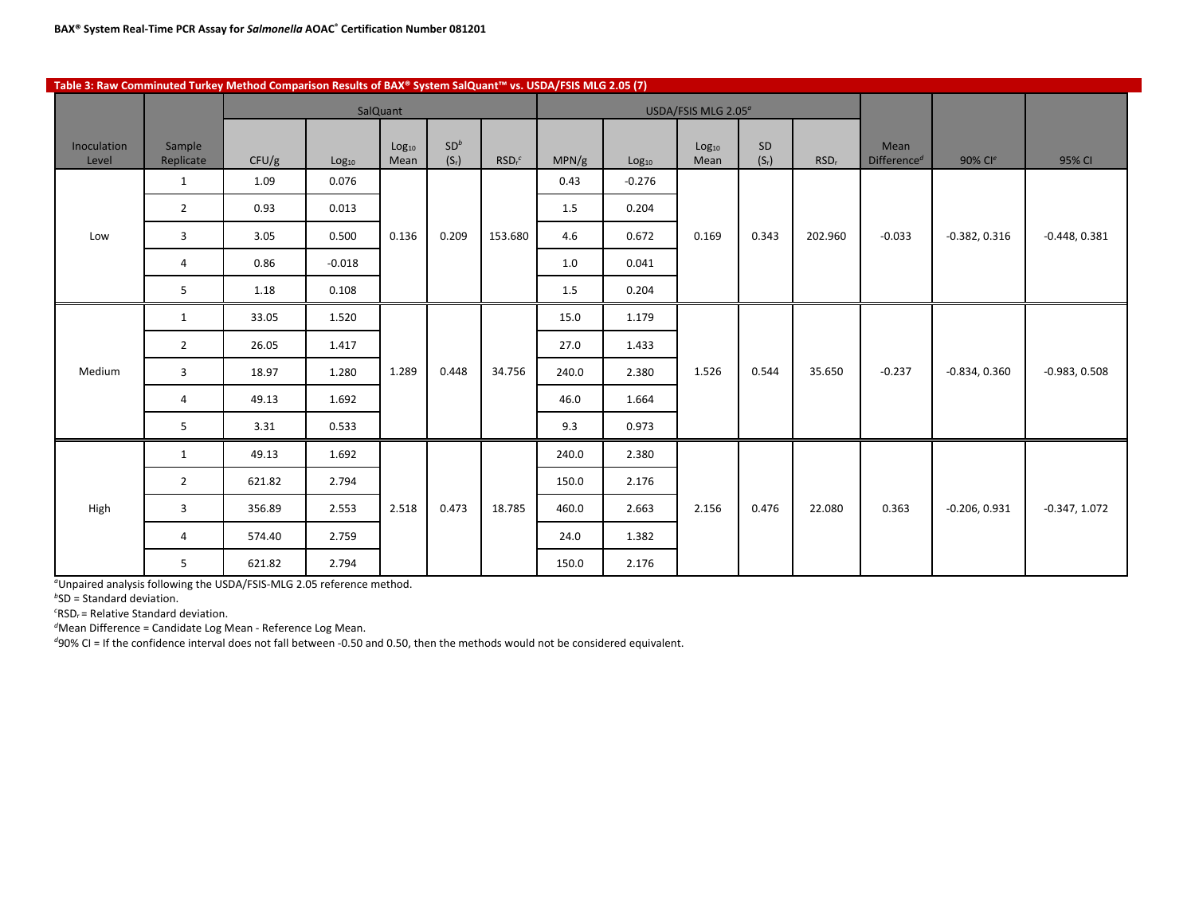**Table 3: Raw Comminuted Turkey Method Comparison Results of BAX® System SalQuant™ vs. USDA/FSIS MLG 2.05 (7)**

| Inoculation Level | Sample Replicate | SalQuant | | | | | USDA/FSIS MLG 2.05[a] | | | | | Mean Difference[d] | 90% CI[e] | 95% CI |
|---|---|---|---|---|---|---|---|---|---|---|---|---|---|---|
| | | CFU/g | $Log_{10}$ | $Log_{10}$ Mean | SD[b] ($S_r$) | $RSD_r$[c] | MPN/g | $Log_{10}$ | $Log_{10}$ Mean | SD ($S_r$) | $RSD_r$ | | | |
| Low | 1 | 1.09 | 0.076 | 0.136 | 0.209 | 153.680 | 0.43 | -0.276 | 0.169 | 0.343 | 202.960 | -0.033 | -0.382, 0.316 | -0.448, 0.381 |
| | 2 | 0.93 | 0.013 | | | | 1.5 | 0.204 | | | | | | |
| | 3 | 3.05 | 0.500 | | | | 4.6 | 0.672 | | | | | | |
| | 4 | 0.86 | -0.018 | | | | 1.0 | 0.041 | | | | | | |
| | 5 | 1.18 | 0.108 | | | | 1.5 | 0.204 | | | | | | |
| Medium | 1 | 33.05 | 1.520 | 1.289 | 0.448 | 34.756 | 15.0 | 1.179 | 1.526 | 0.544 | 35.650 | -0.237 | -0.834, 0.360 | -0.983, 0.508 |
| | 2 | 26.05 | 1.417 | | | | 27.0 | 1.433 | | | | | | |
| | 3 | 18.97 | 1.280 | | | | 240.0 | 2.380 | | | | | | |
| | 4 | 49.13 | 1.692 | | | | 46.0 | 1.664 | | | | | | |
| | 5 | 3.31 | 0.533 | | | | 9.3 | 0.973 | | | | | | |
| High | 1 | 49.13 | 1.692 | 2.518 | 0.473 | 18.785 | 240.0 | 2.380 | 2.156 | 0.476 | 22.080 | 0.363 | -0.206, 0.931 | -0.347, 1.072 |
| | 2 | 621.82 | 2.794 | | | | 150.0 | 2.176 | | | | | | |
| | 3 | 356.89 | 2.553 | | | | 460.0 | 2.663 | | | | | | |
| | 4 | 574.40 | 2.759 | | | | 24.0 | 1.382 | | | | | | |
| | 5 | 621.82 | 2.794 | | | | 150.0 | 2.176 | | | | | | |

[a]Unpaired analysis following the USDA/FSIS-MLG 2.05 reference method.
[b]SD = Standard deviation.
[c]$RSD_r$ = Relative Standard deviation.
[d]Mean Difference = Candidate Log Mean - Reference Log Mean.
[d]90% CI = If the confidence interval does not fall between -0.50 and 0.50, then the methods would not be considered equivalent.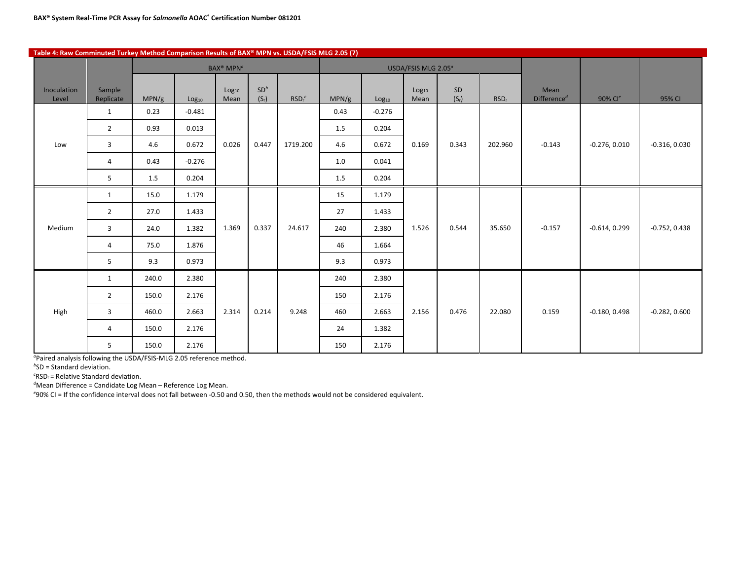**Table 4: Raw Comminuted Turkey Method Comparison Results of BAX® MPN vs. USDA/FSIS MLG 2.05 (7)**

| Inoculation Level | Sample Replicate | BAX® MPN[a] | | | | | USDA/FSIS MLG 2.05[a] | | | | | Mean Difference[d] | 90% CI[e] | 95% CI |
|---|---|---|---|---|---|---|---|---|---|---|---|---|---|---|
| | | MPN/g | $Log_{10}$ | $Log_{10}$ Mean | SD[b] ($S_r$) | $RSD_r$[c] | MPN/g | $Log_{10}$ | $Log_{10}$ Mean | SD ($S_r$) | $RSD_r$ | | | |
| Low | 1 | 0.23 | -0.481 | 0.026 | 0.447 | 1719.200 | 0.43 | -0.276 | 0.169 | 0.343 | 202.960 | -0.143 | -0.276, 0.010 | -0.316, 0.030 |
| | 2 | 0.93 | 0.013 | | | | 1.5 | 0.204 | | | | | | |
| | 3 | 4.6 | 0.672 | | | | 4.6 | 0.672 | | | | | | |
| | 4 | 0.43 | -0.276 | | | | 1.0 | 0.041 | | | | | | |
| | 5 | 1.5 | 0.204 | | | | 1.5 | 0.204 | | | | | | |
| Medium | 1 | 15.0 | 1.179 | 1.369 | 0.337 | 24.617 | 15 | 1.179 | 1.526 | 0.544 | 35.650 | -0.157 | -0.614, 0.299 | -0.752, 0.438 |
| | 2 | 27.0 | 1.433 | | | | 27 | 1.433 | | | | | | |
| | 3 | 24.0 | 1.382 | | | | 240 | 2.380 | | | | | | |
| | 4 | 75.0 | 1.876 | | | | 46 | 1.664 | | | | | | |
| | 5 | 9.3 | 0.973 | | | | 9.3 | 0.973 | | | | | | |
| High | 1 | 240.0 | 2.380 | 2.314 | 0.214 | 9.248 | 240 | 2.380 | 2.156 | 0.476 | 22.080 | 0.159 | -0.180, 0.498 | -0.282, 0.600 |
| | 2 | 150.0 | 2.176 | | | | 150 | 2.176 | | | | | | |
| | 3 | 460.0 | 2.663 | | | | 460 | 2.663 | | | | | | |
| | 4 | 150.0 | 2.176 | | | | 24 | 1.382 | | | | | | |
| | 5 | 150.0 | 2.176 | | | | 150 | 2.176 | | | | | | |

[a]Paired analysis following the USDA/FSIS-MLG 2.05 reference method.
[b]SD = Standard deviation.
[c]$RSD_r$ = Relative Standard deviation.
[d]Mean Difference = Candidate Log Mean – Reference Log Mean.
[e]90% CI = If the confidence interval does not fall between -0.50 and 0.50, then the methods would not be considered equivalent.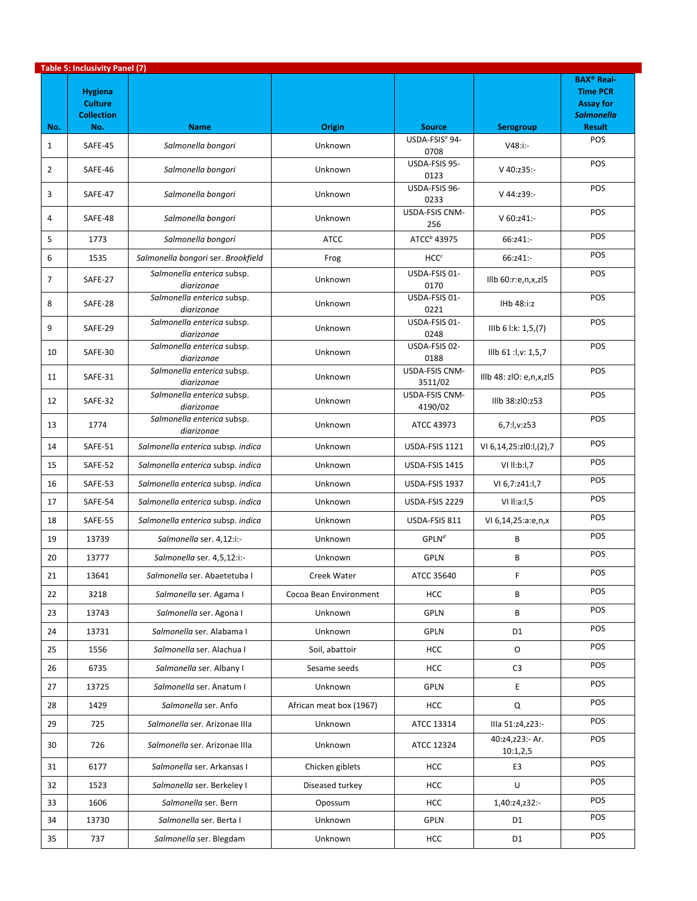**Table 5: Inclusivity Panel (7)**

| No. | Hygiena Culture Collection No. | Name | Origin | Source | Serogroup | BAX® Real-Time PCR Assay for *Salmonella* Result |
|---|---|---|---|---|---|---|
| 1 | SAFE-45 | *Salmonella bongori* | Unknown | USDA-FSIS[a] 94-0708 | V48:i:- | POS |
| 2 | SAFE-46 | *Salmonella bongori* | Unknown | USDA-FSIS 95-0123 | V 40:z35:- | POS |
| 3 | SAFE-47 | *Salmonella bongori* | Unknown | USDA-FSIS 96-0233 | V 44:z39:- | POS |
| 4 | SAFE-48 | *Salmonella bongori* | Unknown | USDA-FSIS CNM-256 | V 60:z41:- | POS |
| 5 | 1773 | *Salmonella bongori* | ATCC | ATCC[b] 43975 | 66:z41:- | POS |
| 6 | 1535 | *Salmonella bongori ser. Brookfield* | Frog | HCC[c] | 66:z41:- | POS |
| 7 | SAFE-27 | *Salmonella enterica* subsp. *diarizonae* | Unknown | USDA-FSIS 01-0170 | IIIb 60:r:e,n,x,zl5 | POS |
| 8 | SAFE-28 | *Salmonella enterica* subsp. *diarizonae* | Unknown | USDA-FSIS 01-0221 | IHb 48:i:z | POS |
| 9 | SAFE-29 | *Salmonella enterica* subsp. *diarizonae* | Unknown | USDA-FSIS 01-0248 | IIIb 6 l:k: 1,5,(7) | POS |
| 10 | SAFE-30 | *Salmonella enterica* subsp. *diarizonae* | Unknown | USDA-FSIS 02-0188 | IIlb 61 :l,v: 1,5,7 | POS |
| 11 | SAFE-31 | *Salmonella enterica* subsp. *diarizonae* | Unknown | USDA-FSIS CNM-3511/02 | IIlb 48: zlO: e,n,x,zl5 | POS |
| 12 | SAFE-32 | *Salmonella enterica* subsp. *diarizonae* | Unknown | USDA-FSIS CNM-4190/02 | IIlb 38:zl0:z53 | POS |
| 13 | 1774 | *Salmonella enterica* subsp. *diarizonae* | Unknown | ATCC 43973 | 6,7:l,v:z53 | POS |
| 14 | SAFE-51 | *Salmonella enterica* subsp. *indica* | Unknown | USDA-FSIS 1121 | VI 6,14,25:zl0:l,(2),7 | POS |
| 15 | SAFE-52 | *Salmonella enterica* subsp. *indica* | Unknown | USDA-FSIS 1415 | VI ll:b:l,7 | POS |
| 16 | SAFE-53 | *Salmonella enterica* subsp. *indica* | Unknown | USDA-FSIS 1937 | VI 6,7:z41:l,7 | POS |
| 17 | SAFE-54 | *Salmonella enterica* subsp. *indica* | Unknown | USDA-FSIS 2229 | VI ll:a:l,5 | POS |
| 18 | SAFE-55 | *Salmonella enterica* subsp. *indica* | Unknown | USDA-FSIS 811 | VI 6,14,25:a:e,n,x | POS |
| 19 | 13739 | *Salmonella* ser. 4,12:i:- | Unknown | GPLN[d] | B | POS |
| 20 | 13777 | *Salmonella* ser. 4,5,12:i:- | Unknown | GPLN | B | POS |
| 21 | 13641 | *Salmonella* ser. Abaetetuba I | Creek Water | ATCC 35640 | F | POS |
| 22 | 3218 | *Salmonella* ser. Agama I | Cocoa Bean Environment | HCC | B | POS |
| 23 | 13743 | *Salmonella* ser. Agona I | Unknown | GPLN | B | POS |
| 24 | 13731 | *Salmonella* ser. Alabama I | Unknown | GPLN | D1 | POS |
| 25 | 1556 | *Salmonella* ser. Alachua I | Soil, abattoir | HCC | O | POS |
| 26 | 6735 | *Salmonella* ser. Albany I | Sesame seeds | HCC | C3 | POS |
| 27 | 13725 | *Salmonella* ser. Anatum I | Unknown | GPLN | E | POS |
| 28 | 1429 | *Salmonella* ser. Anfo | African meat box (1967) | HCC | Q | POS |
| 29 | 725 | *Salmonella* ser. Arizonae IIIa | Unknown | ATCC 13314 | IIIa 51:z4,z23:- | POS |
| 30 | 726 | *Salmonella* ser. Arizonae IIIa | Unknown | ATCC 12324 | 40:z4,z23:- Ar. 10:1,2,5 | POS |
| 31 | 6177 | *Salmonella* ser. Arkansas I | Chicken giblets | HCC | E3 | POS |
| 32 | 1523 | *Salmonella* ser. Berkeley I | Diseased turkey | HCC | U | POS |
| 33 | 1606 | *Salmonella* ser. Bern | Opossum | HCC | 1,40:z4,z32:- | POS |
| 34 | 13730 | *Salmonella* ser. Berta I | Unknown | GPLN | D1 | POS |
| 35 | 737 | *Salmonella* ser. Blegdam | Unknown | HCC | D1 | POS |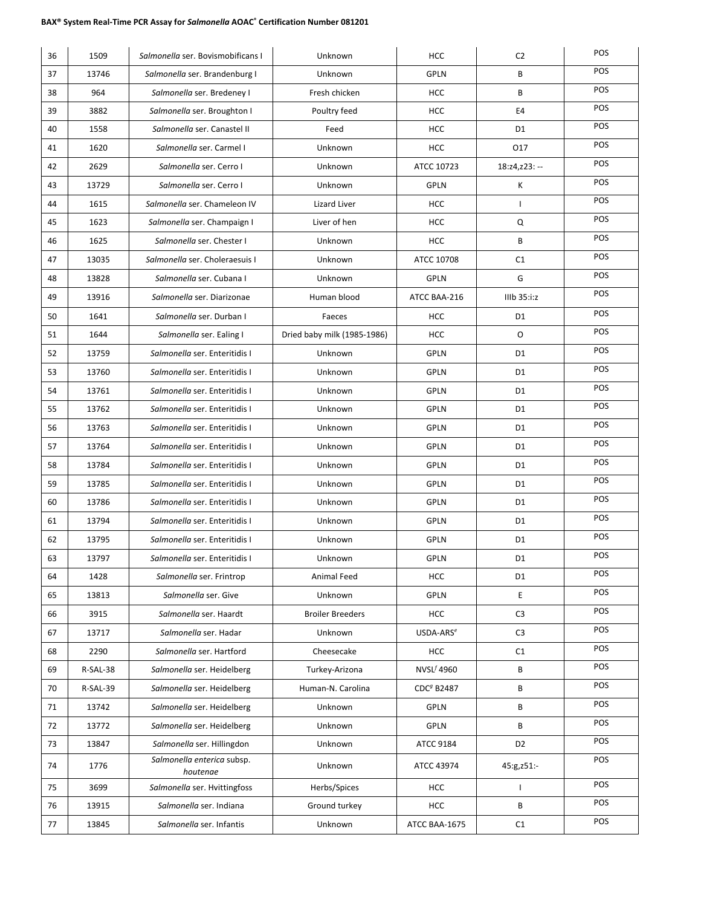| 36 | 1509 | *Salmonella* ser. Bovismobificans I | Unknown | HCC | C2 | POS |
|---|---|---|---|---|---|---|
| 37 | 13746 | *Salmonella* ser. Brandenburg I | Unknown | GPLN | B | POS |
| 38 | 964 | *Salmonella* ser. Bredeney I | Fresh chicken | HCC | B | POS |
| 39 | 3882 | *Salmonella* ser. Broughton I | Poultry feed | HCC | E4 | POS |
| 40 | 1558 | *Salmonella* ser. Canastel II | Feed | HCC | D1 | POS |
| 41 | 1620 | *Salmonella* ser. Carmel I | Unknown | HCC | O17 | POS |
| 42 | 2629 | *Salmonella* ser. Cerro I | Unknown | ATCC 10723 | 18:z4,z23: -- | POS |
| 43 | 13729 | *Salmonella* ser. Cerro I | Unknown | GPLN | K | POS |
| 44 | 1615 | *Salmonella* ser. Chameleon IV | Lizard Liver | HCC | I | POS |
| 45 | 1623 | *Salmonella* ser. Champaign I | Liver of hen | HCC | Q | POS |
| 46 | 1625 | *Salmonella* ser. Chester I | Unknown | HCC | B | POS |
| 47 | 13035 | *Salmonella* ser. Choleraesuis I | Unknown | ATCC 10708 | C1 | POS |
| 48 | 13828 | *Salmonella* ser. Cubana I | Unknown | GPLN | G | POS |
| 49 | 13916 | *Salmonella* ser. Diarizonae | Human blood | ATCC BAA-216 | IIIb 35:i:z | POS |
| 50 | 1641 | *Salmonella* ser. Durban I | Faeces | HCC | D1 | POS |
| 51 | 1644 | *Salmonella* ser. Ealing I | Dried baby milk (1985-1986) | HCC | O | POS |
| 52 | 13759 | *Salmonella* ser. Enteritidis I | Unknown | GPLN | D1 | POS |
| 53 | 13760 | *Salmonella* ser. Enteritidis I | Unknown | GPLN | D1 | POS |
| 54 | 13761 | *Salmonella* ser. Enteritidis I | Unknown | GPLN | D1 | POS |
| 55 | 13762 | *Salmonella* ser. Enteritidis I | Unknown | GPLN | D1 | POS |
| 56 | 13763 | *Salmonella* ser. Enteritidis I | Unknown | GPLN | D1 | POS |
| 57 | 13764 | *Salmonella* ser. Enteritidis I | Unknown | GPLN | D1 | POS |
| 58 | 13784 | *Salmonella* ser. Enteritidis I | Unknown | GPLN | D1 | POS |
| 59 | 13785 | *Salmonella* ser. Enteritidis I | Unknown | GPLN | D1 | POS |
| 60 | 13786 | *Salmonella* ser. Enteritidis I | Unknown | GPLN | D1 | POS |
| 61 | 13794 | *Salmonella* ser. Enteritidis I | Unknown | GPLN | D1 | POS |
| 62 | 13795 | *Salmonella* ser. Enteritidis I | Unknown | GPLN | D1 | POS |
| 63 | 13797 | *Salmonella* ser. Enteritidis I | Unknown | GPLN | D1 | POS |
| 64 | 1428 | *Salmonella* ser. Frintrop | Animal Feed | HCC | D1 | POS |
| 65 | 13813 | *Salmonella* ser. Give | Unknown | GPLN | E | POS |
| 66 | 3915 | *Salmonella* ser. Haardt | Broiler Breeders | HCC | C3 | POS |
| 67 | 13717 | *Salmonella* ser. Hadar | Unknown | USDA-ARS[e] | C3 | POS |
| 68 | 2290 | *Salmonella* ser. Hartford | Cheesecake | HCC | C1 | POS |
| 69 | R-SAL-38 | *Salmonella* ser. Heidelberg | Turkey-Arizona | NVSL[f] 4960 | B | POS |
| 70 | R-SAL-39 | *Salmonella* ser. Heidelberg | Human-N. Carolina | CDC[g] B2487 | B | POS |
| 71 | 13742 | *Salmonella* ser. Heidelberg | Unknown | GPLN | B | POS |
| 72 | 13772 | *Salmonella* ser. Heidelberg | Unknown | GPLN | B | POS |
| 73 | 13847 | *Salmonella* ser. Hillingdon | Unknown | ATCC 9184 | D2 | POS |
| 74 | 1776 | *Salmonella enterica* subsp. *houtenae* | Unknown | ATCC 43974 | 45:g,z51:- | POS |
| 75 | 3699 | *Salmonella* ser. Hvittingfoss | Herbs/Spices | HCC | I | POS |
| 76 | 13915 | *Salmonella* ser. Indiana | Ground turkey | HCC | B | POS |
| 77 | 13845 | *Salmonella* ser. Infantis | Unknown | ATCC BAA-1675 | C1 | POS |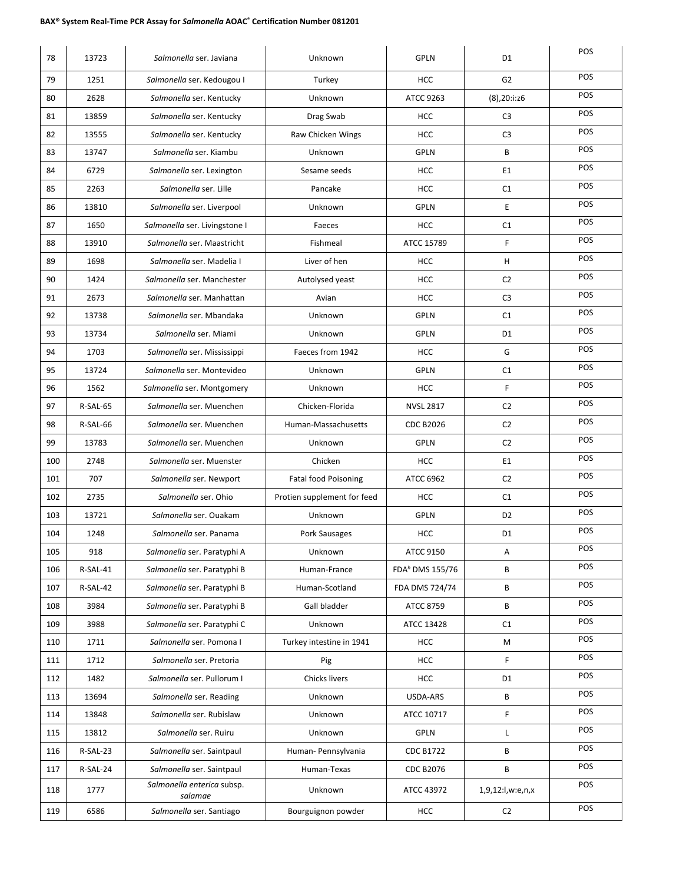| 78 | 13723 | *Salmonella* ser. Javiana | Unknown | GPLN | D1 | POS |
|---|---|---|---|---|---|---|
| 79 | 1251 | *Salmonella* ser. Kedougou I | Turkey | HCC | G2 | POS |
| 80 | 2628 | *Salmonella* ser. Kentucky | Unknown | ATCC 9263 | (8),20:i:z6 | POS |
| 81 | 13859 | *Salmonella* ser. Kentucky | Drag Swab | HCC | C3 | POS |
| 82 | 13555 | *Salmonella* ser. Kentucky | Raw Chicken Wings | HCC | C3 | POS |
| 83 | 13747 | *Salmonella* ser. Kiambu | Unknown | GPLN | B | POS |
| 84 | 6729 | *Salmonella* ser. Lexington | Sesame seeds | HCC | E1 | POS |
| 85 | 2263 | *Salmonella* ser. Lille | Pancake | HCC | C1 | POS |
| 86 | 13810 | *Salmonella* ser. Liverpool | Unknown | GPLN | E | POS |
| 87 | 1650 | *Salmonella* ser. Livingstone I | Faeces | HCC | C1 | POS |
| 88 | 13910 | *Salmonella* ser. Maastricht | Fishmeal | ATCC 15789 | F | POS |
| 89 | 1698 | *Salmonella* ser. Madelia I | Liver of hen | HCC | H | POS |
| 90 | 1424 | *Salmonella* ser. Manchester | Autolysed yeast | HCC | C2 | POS |
| 91 | 2673 | *Salmonella* ser. Manhattan | Avian | HCC | C3 | POS |
| 92 | 13738 | *Salmonella* ser. Mbandaka | Unknown | GPLN | C1 | POS |
| 93 | 13734 | *Salmonella* ser. Miami | Unknown | GPLN | D1 | POS |
| 94 | 1703 | *Salmonella* ser. Mississippi | Faeces from 1942 | HCC | G | POS |
| 95 | 13724 | *Salmonella* ser. Montevideo | Unknown | GPLN | C1 | POS |
| 96 | 1562 | *Salmonella* ser. Montgomery | Unknown | HCC | F | POS |
| 97 | R-SAL-65 | *Salmonella* ser. Muenchen | Chicken-Florida | NVSL 2817 | C2 | POS |
| 98 | R-SAL-66 | *Salmonella* ser. Muenchen | Human-Massachusetts | CDC B2026 | C2 | POS |
| 99 | 13783 | *Salmonella* ser. Muenchen | Unknown | GPLN | C2 | POS |
| 100 | 2748 | *Salmonella* ser. Muenster | Chicken | HCC | E1 | POS |
| 101 | 707 | *Salmonella* ser. Newport | Fatal food Poisoning | ATCC 6962 | C2 | POS |
| 102 | 2735 | *Salmonella* ser. Ohio | Protien supplement for feed | HCC | C1 | POS |
| 103 | 13721 | *Salmonella* ser. Ouakam | Unknown | GPLN | D2 | POS |
| 104 | 1248 | *Salmonella* ser. Panama | Pork Sausages | HCC | D1 | POS |
| 105 | 918 | *Salmonella* ser. Paratyphi A | Unknown | ATCC 9150 | A | POS |
| 106 | R-SAL-41 | *Salmonella* ser. Paratyphi B | Human-France | FDA[h] DMS 155/76 | B | POS |
| 107 | R-SAL-42 | *Salmonella* ser. Paratyphi B | Human-Scotland | FDA DMS 724/74 | B | POS |
| 108 | 3984 | *Salmonella* ser. Paratyphi B | Gall bladder | ATCC 8759 | B | POS |
| 109 | 3988 | *Salmonella* ser. Paratyphi C | Unknown | ATCC 13428 | C1 | POS |
| 110 | 1711 | *Salmonella* ser. Pomona I | Turkey intestine in 1941 | HCC | M | POS |
| 111 | 1712 | *Salmonella* ser. Pretoria | Pig | HCC | F | POS |
| 112 | 1482 | *Salmonella* ser. Pullorum I | Chicks livers | HCC | D1 | POS |
| 113 | 13694 | *Salmonella* ser. Reading | Unknown | USDA-ARS | B | POS |
| 114 | 13848 | *Salmonella* ser. Rubislaw | Unknown | ATCC 10717 | F | POS |
| 115 | 13812 | *Salmonella* ser. Ruiru | Unknown | GPLN | L | POS |
| 116 | R-SAL-23 | *Salmonella* ser. Saintpaul | Human- Pennsylvania | CDC B1722 | B | POS |
| 117 | R-SAL-24 | *Salmonella* ser. Saintpaul | Human-Texas | CDC B2076 | B | POS |
| 118 | 1777 | *Salmonella enterica* subsp. *salamae* | Unknown | ATCC 43972 | 1,9,12:l,w:e,n,x | POS |
| 119 | 6586 | *Salmonella* ser. Santiago | Bourguignon powder | HCC | C2 | POS |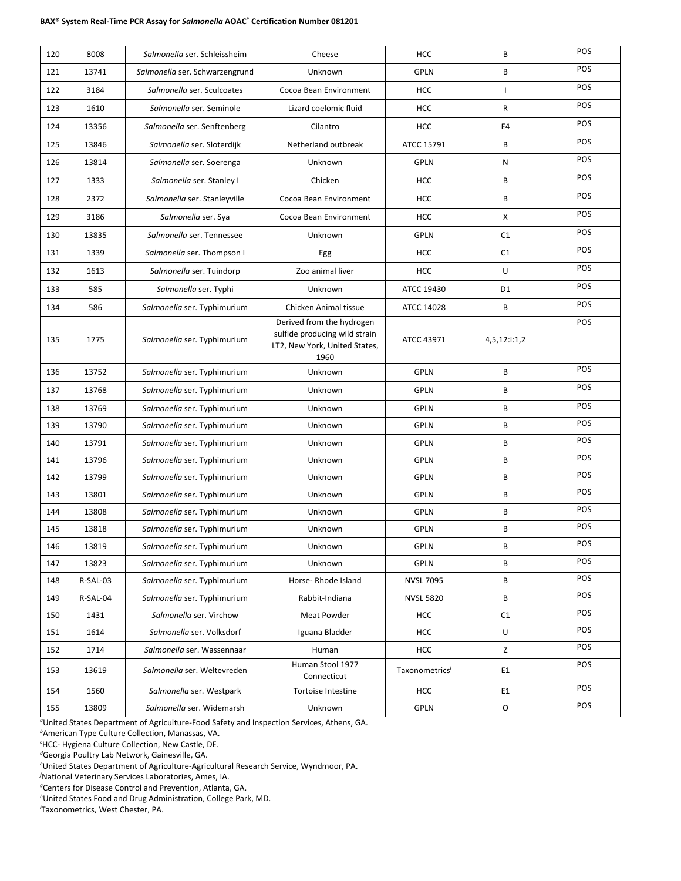| 120 | 8008 | *Salmonella* ser. Schleissheim | Cheese | HCC | B | POS |
|---|---|---|---|---|---|---|
| 121 | 13741 | *Salmonella* ser. Schwarzengrund | Unknown | GPLN | B | POS |
| 122 | 3184 | *Salmonella* ser. Sculcoates | Cocoa Bean Environment | HCC | I | POS |
| 123 | 1610 | *Salmonella* ser. Seminole | Lizard coelomic fluid | HCC | R | POS |
| 124 | 13356 | *Salmonella* ser. Senftenberg | Cilantro | HCC | E4 | POS |
| 125 | 13846 | *Salmonella* ser. Sloterdijk | Netherland outbreak | ATCC 15791 | B | POS |
| 126 | 13814 | *Salmonella* ser. Soerenga | Unknown | GPLN | N | POS |
| 127 | 1333 | *Salmonella* ser. Stanley I | Chicken | HCC | B | POS |
| 128 | 2372 | *Salmonella* ser. Stanleyville | Cocoa Bean Environment | HCC | B | POS |
| 129 | 3186 | *Salmonella* ser. Sya | Cocoa Bean Environment | HCC | X | POS |
| 130 | 13835 | *Salmonella* ser. Tennessee | Unknown | GPLN | C1 | POS |
| 131 | 1339 | *Salmonella* ser. Thompson I | Egg | HCC | C1 | POS |
| 132 | 1613 | *Salmonella* ser. Tuindorp | Zoo animal liver | HCC | U | POS |
| 133 | 585 | *Salmonella* ser. Typhi | Unknown | ATCC 19430 | D1 | POS |
| 134 | 586 | *Salmonella* ser. Typhimurium | Chicken Animal tissue | ATCC 14028 | B | POS |
| 135 | 1775 | *Salmonella* ser. Typhimurium | Derived from the hydrogen sulfide producing wild strain LT2, New York, United States, 1960 | ATCC 43971 | 4,5,12:i:1,2 | POS |
| 136 | 13752 | *Salmonella* ser. Typhimurium | Unknown | GPLN | B | POS |
| 137 | 13768 | *Salmonella* ser. Typhimurium | Unknown | GPLN | B | POS |
| 138 | 13769 | *Salmonella* ser. Typhimurium | Unknown | GPLN | B | POS |
| 139 | 13790 | *Salmonella* ser. Typhimurium | Unknown | GPLN | B | POS |
| 140 | 13791 | *Salmonella* ser. Typhimurium | Unknown | GPLN | B | POS |
| 141 | 13796 | *Salmonella* ser. Typhimurium | Unknown | GPLN | B | POS |
| 142 | 13799 | *Salmonella* ser. Typhimurium | Unknown | GPLN | B | POS |
| 143 | 13801 | *Salmonella* ser. Typhimurium | Unknown | GPLN | B | POS |
| 144 | 13808 | *Salmonella* ser. Typhimurium | Unknown | GPLN | B | POS |
| 145 | 13818 | *Salmonella* ser. Typhimurium | Unknown | GPLN | B | POS |
| 146 | 13819 | *Salmonella* ser. Typhimurium | Unknown | GPLN | B | POS |
| 147 | 13823 | *Salmonella* ser. Typhimurium | Unknown | GPLN | B | POS |
| 148 | R-SAL-03 | *Salmonella* ser. Typhimurium | Horse- Rhode Island | NVSL 7095 | B | POS |
| 149 | R-SAL-04 | *Salmonella* ser. Typhimurium | Rabbit-Indiana | NVSL 5820 | B | POS |
| 150 | 1431 | *Salmonella* ser. Virchow | Meat Powder | HCC | C1 | POS |
| 151 | 1614 | *Salmonella* ser. Volksdorf | Iguana Bladder | HCC | U | POS |
| 152 | 1714 | *Salmonella* ser. Wassennaar | Human | HCC | Z | POS |
| 153 | 13619 | *Salmonella* ser. Weltevreden | Human Stool 1977 Connecticut | Taxonometrics[i] | E1 | POS |
| 154 | 1560 | *Salmonella* ser. Westpark | Tortoise Intestine | HCC | E1 | POS |
| 155 | 13809 | *Salmonella* ser. Widemarsh | Unknown | GPLN | O | POS |

[a]United States Department of Agriculture-Food Safety and Inspection Services, Athens, GA.
[b]American Type Culture Collection, Manassas, VA.
[c]HCC- Hygiena Culture Collection, New Castle, DE.
[d]Georgia Poultry Lab Network, Gainesville, GA.
[e]United States Department of Agriculture-Agricultural Research Service, Wyndmoor, PA.
[f]National Veterinary Services Laboratories, Ames, IA.
[g]Centers for Disease Control and Prevention, Atlanta, GA.
[h]United States Food and Drug Administration, College Park, MD.
[i]Taxonometrics, West Chester, PA.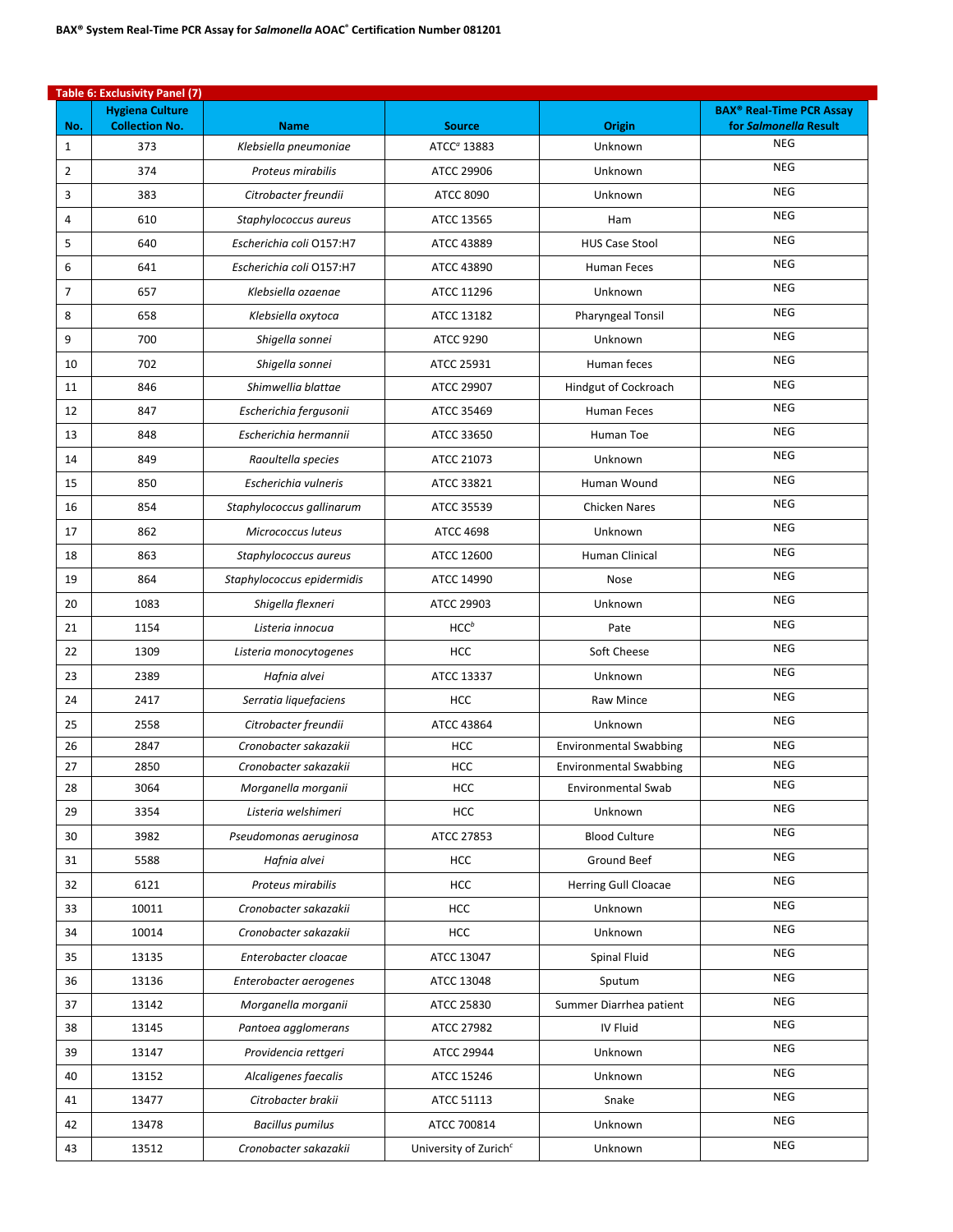**Table 6: Exclusivity Panel (7)**

| No. | Hygiena Culture Collection No. | Name | Source | Origin | BAX® Real-Time PCR Assay for *Salmonella* Result |
|---|---|---|---|---|---|
| 1 | 373 | *Klebsiella pneumoniae* | ATCC[a] 13883 | Unknown | NEG |
| 2 | 374 | *Proteus mirabilis* | ATCC 29906 | Unknown | NEG |
| 3 | 383 | *Citrobacter freundii* | ATCC 8090 | Unknown | NEG |
| 4 | 610 | *Staphylococcus aureus* | ATCC 13565 | Ham | NEG |
| 5 | 640 | *Escherichia coli* O157:H7 | ATCC 43889 | HUS Case Stool | NEG |
| 6 | 641 | *Escherichia coli* O157:H7 | ATCC 43890 | Human Feces | NEG |
| 7 | 657 | *Klebsiella ozaenae* | ATCC 11296 | Unknown | NEG |
| 8 | 658 | *Klebsiella oxytoca* | ATCC 13182 | Pharyngeal Tonsil | NEG |
| 9 | 700 | *Shigella sonnei* | ATCC 9290 | Unknown | NEG |
| 10 | 702 | *Shigella sonnei* | ATCC 25931 | Human feces | NEG |
| 11 | 846 | *Shimwellia blattae* | ATCC 29907 | Hindgut of Cockroach | NEG |
| 12 | 847 | *Escherichia fergusonii* | ATCC 35469 | Human Feces | NEG |
| 13 | 848 | *Escherichia hermannii* | ATCC 33650 | Human Toe | NEG |
| 14 | 849 | *Raoultella species* | ATCC 21073 | Unknown | NEG |
| 15 | 850 | *Escherichia vulneris* | ATCC 33821 | Human Wound | NEG |
| 16 | 854 | *Staphylococcus gallinarum* | ATCC 35539 | Chicken Nares | NEG |
| 17 | 862 | *Micrococcus luteus* | ATCC 4698 | Unknown | NEG |
| 18 | 863 | *Staphylococcus aureus* | ATCC 12600 | Human Clinical | NEG |
| 19 | 864 | *Staphylococcus epidermidis* | ATCC 14990 | Nose | NEG |
| 20 | 1083 | *Shigella flexneri* | ATCC 29903 | Unknown | NEG |
| 21 | 1154 | *Listeria innocua* | HCC[b] | Pate | NEG |
| 22 | 1309 | *Listeria monocytogenes* | HCC | Soft Cheese | NEG |
| 23 | 2389 | *Hafnia alvei* | ATCC 13337 | Unknown | NEG |
| 24 | 2417 | *Serratia liquefaciens* | HCC | Raw Mince | NEG |
| 25 | 2558 | *Citrobacter freundii* | ATCC 43864 | Unknown | NEG |
| 26 | 2847 | *Cronobacter sakazakii* | HCC | Environmental Swabbing | NEG |
| 27 | 2850 | *Cronobacter sakazakii* | HCC | Environmental Swabbing | NEG |
| 28 | 3064 | *Morganella morganii* | HCC | Environmental Swab | NEG |
| 29 | 3354 | *Listeria welshimeri* | HCC | Unknown | NEG |
| 30 | 3982 | *Pseudomonas aeruginosa* | ATCC 27853 | Blood Culture | NEG |
| 31 | 5588 | *Hafnia alvei* | HCC | Ground Beef | NEG |
| 32 | 6121 | *Proteus mirabilis* | HCC | Herring Gull Cloacae | NEG |
| 33 | 10011 | *Cronobacter sakazakii* | HCC | Unknown | NEG |
| 34 | 10014 | *Cronobacter sakazakii* | HCC | Unknown | NEG |
| 35 | 13135 | *Enterobacter cloacae* | ATCC 13047 | Spinal Fluid | NEG |
| 36 | 13136 | *Enterobacter aerogenes* | ATCC 13048 | Sputum | NEG |
| 37 | 13142 | *Morganella morganii* | ATCC 25830 | Summer Diarrhea patient | NEG |
| 38 | 13145 | *Pantoea agglomerans* | ATCC 27982 | IV Fluid | NEG |
| 39 | 13147 | *Providencia rettgeri* | ATCC 29944 | Unknown | NEG |
| 40 | 13152 | *Alcaligenes faecalis* | ATCC 15246 | Unknown | NEG |
| 41 | 13477 | *Citrobacter brakii* | ATCC 51113 | Snake | NEG |
| 42 | 13478 | *Bacillus pumilus* | ATCC 700814 | Unknown | NEG |
| 43 | 13512 | *Cronobacter sakazakii* | University of Zurich[c] | Unknown | NEG |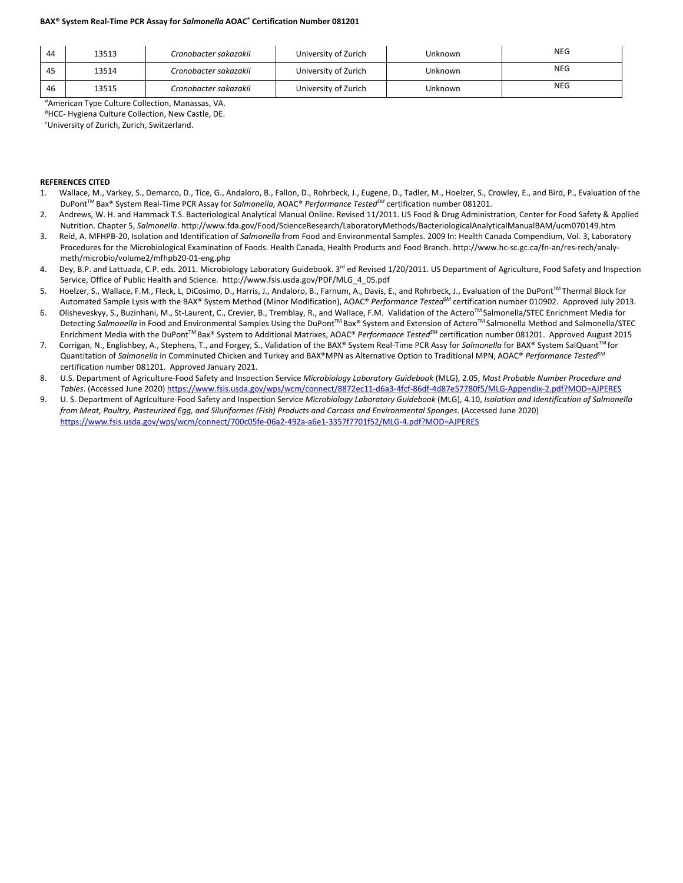| | | | | | |
|---|---|---|---|---|---|
| 44 | 13513 | *Cronobacter sakazakii* | University of Zurich | Unknown | NEG |
| 45 | 13514 | *Cronobacter sakazakii* | University of Zurich | Unknown | NEG |
| 46 | 13515 | *Cronobacter sakazakii* | University of Zurich | Unknown | NEG |

[a]American Type Culture Collection, Manassas, VA.
[b]HCC- Hygiena Culture Collection, New Castle, DE.
[c]University of Zurich, Zurich, Switzerland.

**REFERENCES CITED**

1. Wallace, M., Varkey, S., Demarco, D., Tice, G., Andaloro, B., Fallon, D., Rohrbeck, J., Eugene, D., Tadler, M., Hoelzer, S., Crowley, E., and Bird, P., Evaluation of the DuPont™ Bax® System Real-Time PCR Assay for *Salmonella*, AOAC® *Performance Tested℠* certification number 081201.
2. Andrews, W. H. and Hammack T.S. Bacteriological Analytical Manual Online. Revised 11/2011. US Food & Drug Administration, Center for Food Safety & Applied Nutrition. Chapter 5, *Salmonella*. http://www.fda.gov/Food/ScienceResearch/LaboratoryMethods/BacteriologicalAnalyticalManualBAM/ucm070149.htm
3. Reid, A. MFHPB-20, Isolation and Identification of *Salmonella* from Food and Environmental Samples. 2009 In: Health Canada Compendium, Vol. 3, Laboratory Procedures for the Microbiological Examination of Foods. Health Canada, Health Products and Food Branch. http://www.hc-sc.gc.ca/fn-an/res-rech/analy-meth/microbio/volume2/mfhpb20-01-eng.php
4. Dey, B.P. and Lattuada, C.P. eds. 2011. Microbiology Laboratory Guidebook. 3rd ed Revised 1/20/2011. US Department of Agriculture, Food Safety and Inspection Service, Office of Public Health and Science. http://www.fsis.usda.gov/PDF/MLG_4_05.pdf
5. Hoelzer, S., Wallace, F.M., Fleck, L, DiCosimo, D., Harris, J., Andaloro, B., Farnum, A., Davis, E., and Rohrbeck, J., Evaluation of the DuPont™ Thermal Block for Automated Sample Lysis with the BAX® System Method (Minor Modification), AOAC® *Performance Tested℠* certification number 010902. Approved July 2013.
6. Olisheveskyy, S., Buzinhani, M., St-Laurent, C., Crevier, B., Tremblay, R., and Wallace, F.M. Validation of the Actero™ Salmonella/STEC Enrichment Media for Detecting *Salmonella* in Food and Environmental Samples Using the DuPont™ Bax® System and Extension of Actero™ Salmonella Method and Salmonella/STEC Enrichment Media with the DuPont™ Bax® System to Additional Matrixes, AOAC® *Performance Tested℠* certification number 081201. Approved August 2015
7. Corrigan, N., Englishbey, A., Stephens, T., and Forgey, S., Validation of the BAX® System Real-Time PCR Assy for *Salmonella* for BAX® System SalQuant™ for Quantitation of *Salmonella* in Comminuted Chicken and Turkey and BAX®MPN as Alternative Option to Traditional MPN, AOAC® *Performance Tested℠* certification number 081201. Approved January 2021.
8. U.S. Department of Agriculture-Food Safety and Inspection Service *Microbiology Laboratory Guidebook* (MLG), 2.05, *Most Probable Number Procedure and Tables*. (Accessed June 2020) https://www.fsis.usda.gov/wps/wcm/connect/8872ec11-d6a3-4fcf-86df-4d87e57780f5/MLG-Appendix-2.pdf?MOD=AJPERES
9. U. S. Department of Agriculture-Food Safety and Inspection Service *Microbiology Laboratory Guidebook* (MLG), 4.10, *Isolation and Identification of Salmonella from Meat, Poultry, Pasteurized Egg, and Siluriformes (Fish) Products and Carcass and Environmental Sponges*. (Accessed June 2020) https://www.fsis.usda.gov/wps/wcm/connect/700c05fe-06a2-492a-a6e1-3357f7701f52/MLG-4.pdf?MOD=AJPERES